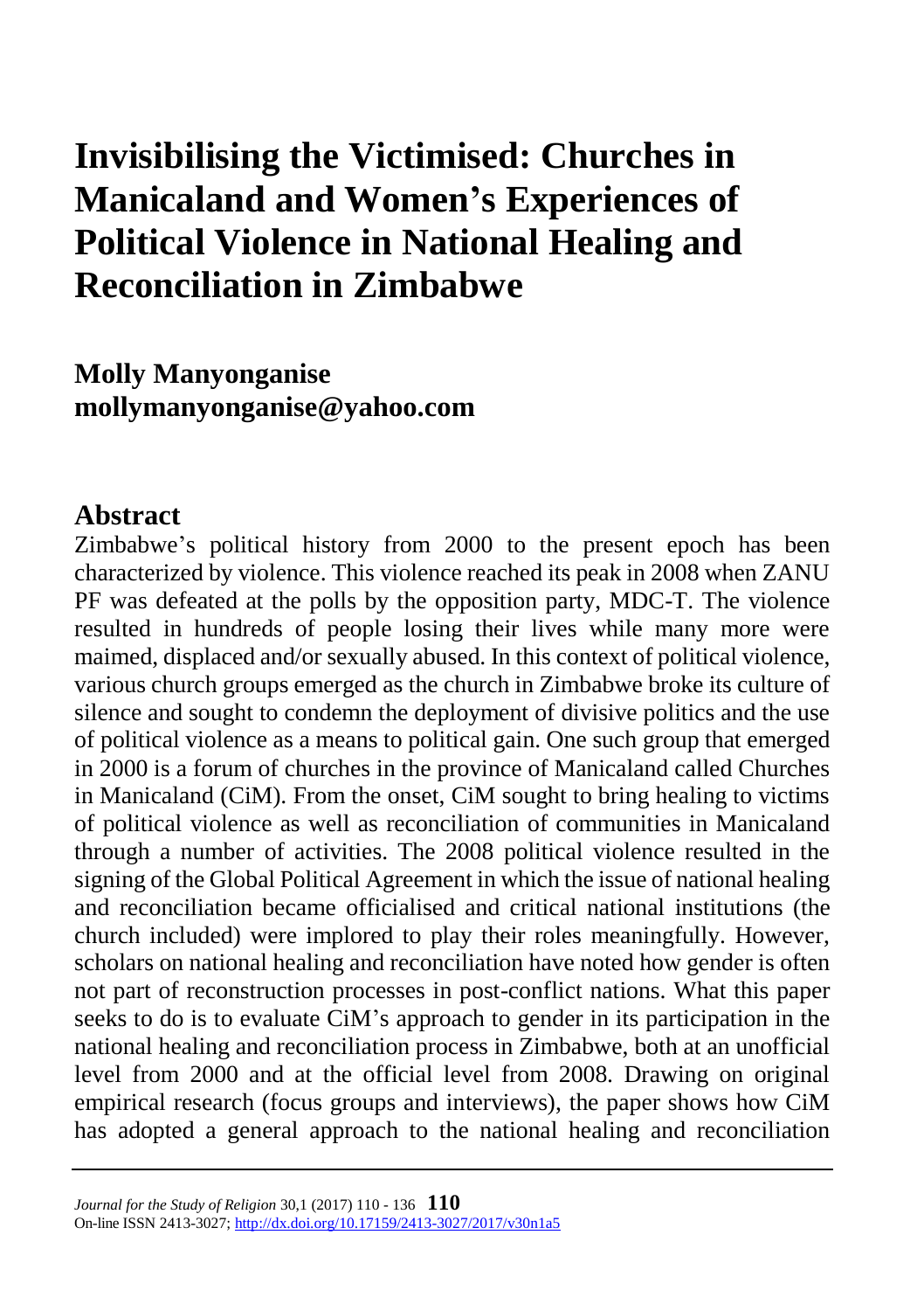# Invisibilising the Victimised: Churches in Manicaland and Women's Experiences of Political Violence in National Healing and Reconciliation in Zimbabwe

**Molly Manyonganise**
**mollymanyonganise@yahoo.com**

## Abstract

Zimbabwe's political history from 2000 to the present epoch has been characterized by violence. This violence reached its peak in 2008 when ZANU PF was defeated at the polls by the opposition party, MDC-T. The violence resulted in hundreds of people losing their lives while many more were maimed, displaced and/or sexually abused. In this context of political violence, various church groups emerged as the church in Zimbabwe broke its culture of silence and sought to condemn the deployment of divisive politics and the use of political violence as a means to political gain. One such group that emerged in 2000 is a forum of churches in the province of Manicaland called Churches in Manicaland (CiM). From the onset, CiM sought to bring healing to victims of political violence as well as reconciliation of communities in Manicaland through a number of activities. The 2008 political violence resulted in the signing of the Global Political Agreement in which the issue of national healing and reconciliation became officialised and critical national institutions (the church included) were implored to play their roles meaningfully. However, scholars on national healing and reconciliation have noted how gender is often not part of reconstruction processes in post-conflict nations. What this paper seeks to do is to evaluate CiM's approach to gender in its participation in the national healing and reconciliation process in Zimbabwe, both at an unofficial level from 2000 and at the official level from 2008. Drawing on original empirical research (focus groups and interviews), the paper shows how CiM has adopted a general approach to the national healing and reconciliation

*Journal for the Study of Religion* 30,1 (2017) 110 - 136
On-line ISSN 2413-3027; http://dx.doi.org/10.17159/2413-3027/2017/v30n1a5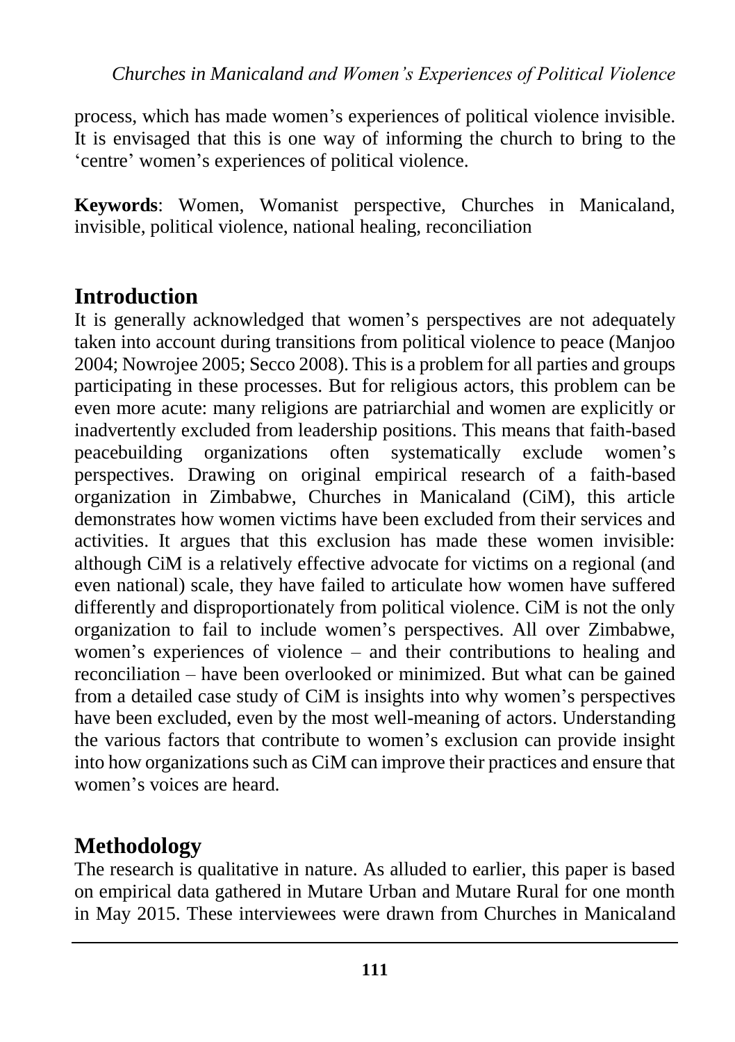process, which has made women's experiences of political violence invisible. It is envisaged that this is one way of informing the church to bring to the 'centre' women's experiences of political violence.

**Keywords**: Women, Womanist perspective, Churches in Manicaland, invisible, political violence, national healing, reconciliation

## Introduction

It is generally acknowledged that women's perspectives are not adequately taken into account during transitions from political violence to peace (Manjoo 2004; Nowrojee 2005; Secco 2008). This is a problem for all parties and groups participating in these processes. But for religious actors, this problem can be even more acute: many religions are patriarchial and women are explicitly or inadvertently excluded from leadership positions. This means that faith-based peacebuilding organizations often systematically exclude women's perspectives. Drawing on original empirical research of a faith-based organization in Zimbabwe, Churches in Manicaland (CiM), this article demonstrates how women victims have been excluded from their services and activities. It argues that this exclusion has made these women invisible: although CiM is a relatively effective advocate for victims on a regional (and even national) scale, they have failed to articulate how women have suffered differently and disproportionately from political violence. CiM is not the only organization to fail to include women's perspectives. All over Zimbabwe, women's experiences of violence – and their contributions to healing and reconciliation – have been overlooked or minimized. But what can be gained from a detailed case study of CiM is insights into why women's perspectives have been excluded, even by the most well-meaning of actors. Understanding the various factors that contribute to women's exclusion can provide insight into how organizations such as CiM can improve their practices and ensure that women's voices are heard.

## Methodology

The research is qualitative in nature. As alluded to earlier, this paper is based on empirical data gathered in Mutare Urban and Mutare Rural for one month in May 2015. These interviewees were drawn from Churches in Manicaland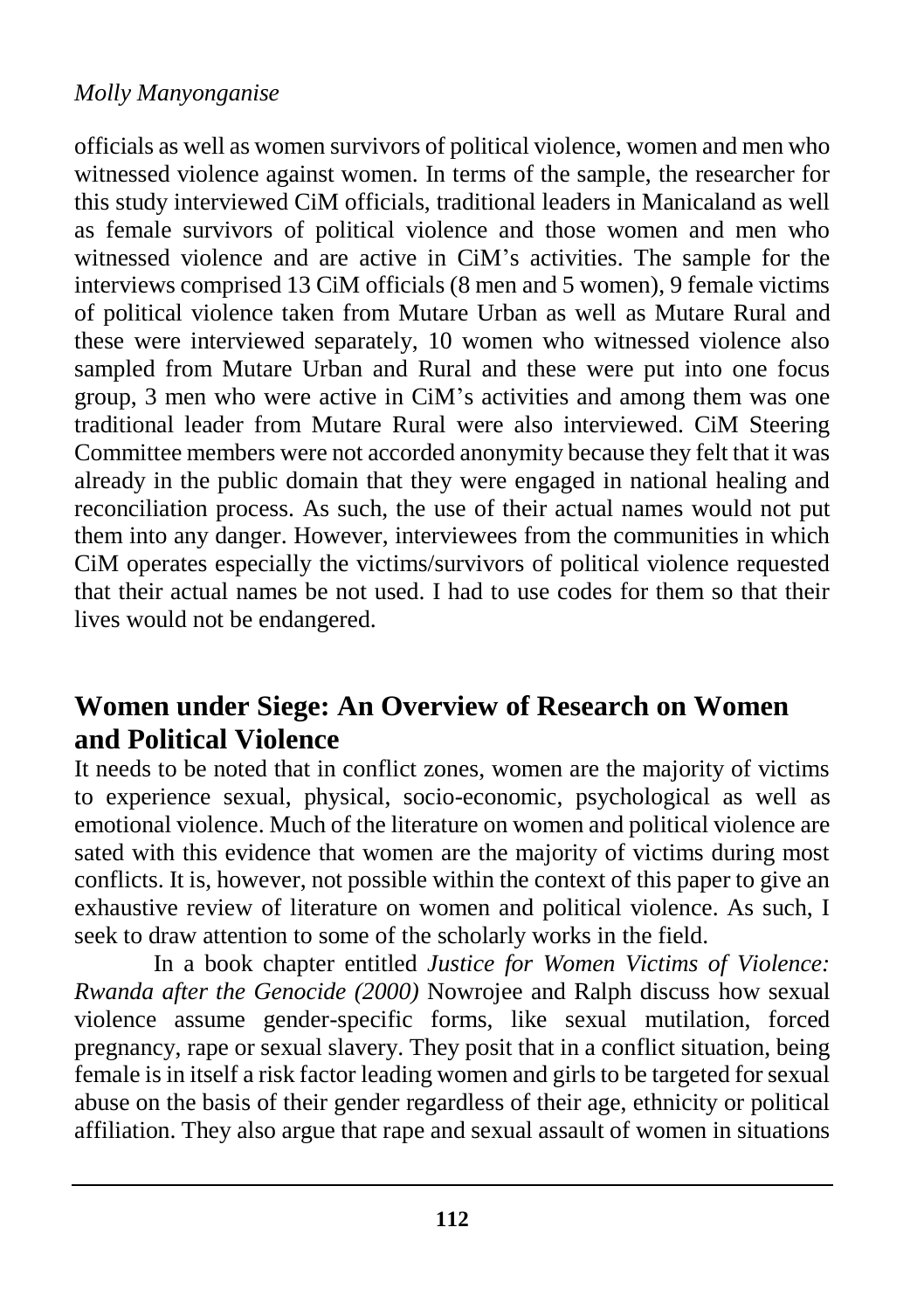officials as well as women survivors of political violence, women and men who witnessed violence against women. In terms of the sample, the researcher for this study interviewed CiM officials, traditional leaders in Manicaland as well as female survivors of political violence and those women and men who witnessed violence and are active in CiM's activities. The sample for the interviews comprised 13 CiM officials (8 men and 5 women), 9 female victims of political violence taken from Mutare Urban as well as Mutare Rural and these were interviewed separately, 10 women who witnessed violence also sampled from Mutare Urban and Rural and these were put into one focus group, 3 men who were active in CiM's activities and among them was one traditional leader from Mutare Rural were also interviewed. CiM Steering Committee members were not accorded anonymity because they felt that it was already in the public domain that they were engaged in national healing and reconciliation process. As such, the use of their actual names would not put them into any danger. However, interviewees from the communities in which CiM operates especially the victims/survivors of political violence requested that their actual names be not used. I had to use codes for them so that their lives would not be endangered.

## Women under Siege: An Overview of Research on Women and Political Violence

It needs to be noted that in conflict zones, women are the majority of victims to experience sexual, physical, socio-economic, psychological as well as emotional violence. Much of the literature on women and political violence are sated with this evidence that women are the majority of victims during most conflicts. It is, however, not possible within the context of this paper to give an exhaustive review of literature on women and political violence. As such, I seek to draw attention to some of the scholarly works in the field.

In a book chapter entitled *Justice for Women Victims of Violence: Rwanda after the Genocide (2000)* Nowrojee and Ralph discuss how sexual violence assume gender-specific forms, like sexual mutilation, forced pregnancy, rape or sexual slavery. They posit that in a conflict situation, being female is in itself a risk factor leading women and girls to be targeted for sexual abuse on the basis of their gender regardless of their age, ethnicity or political affiliation. They also argue that rape and sexual assault of women in situations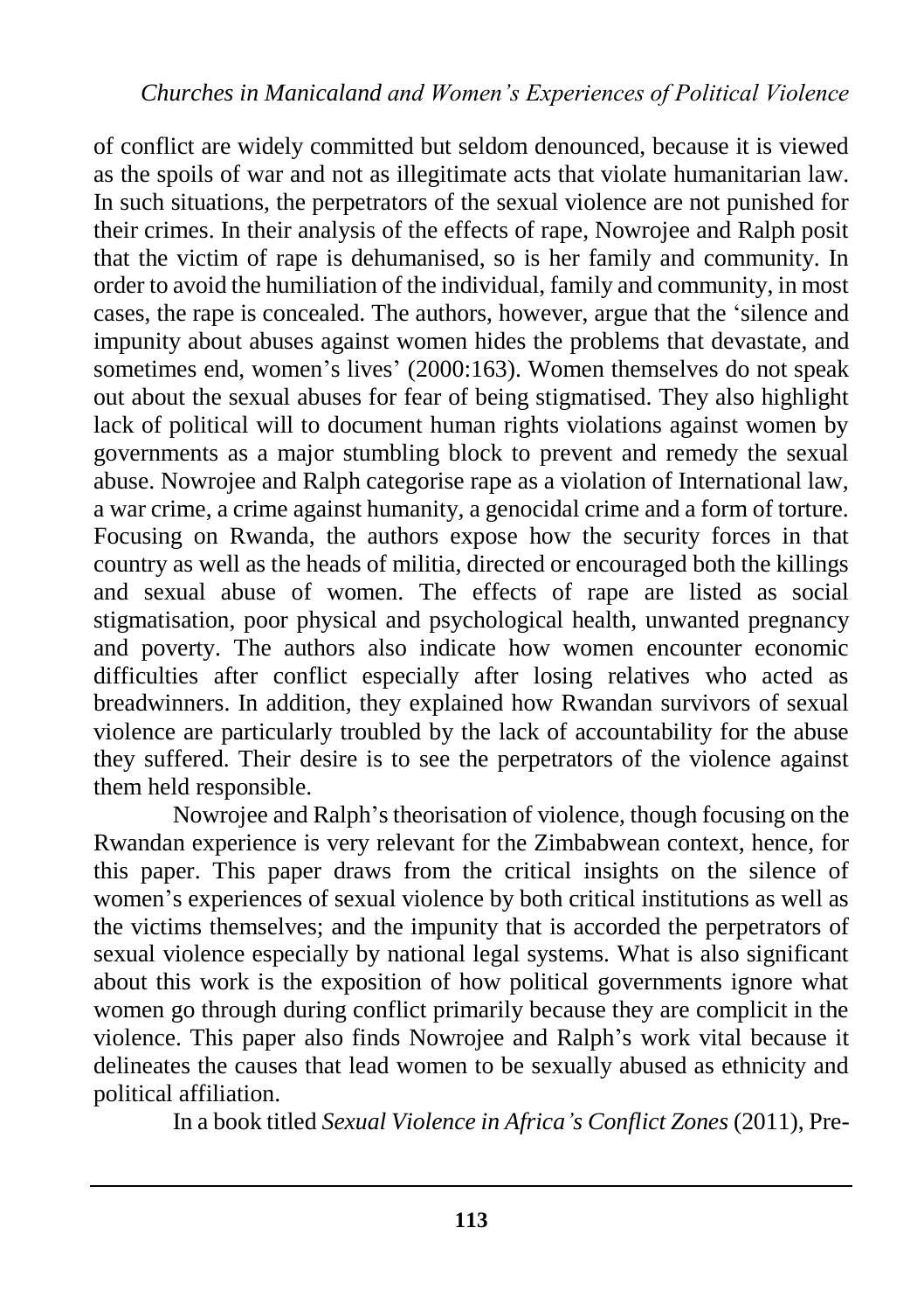of conflict are widely committed but seldom denounced, because it is viewed as the spoils of war and not as illegitimate acts that violate humanitarian law. In such situations, the perpetrators of the sexual violence are not punished for their crimes. In their analysis of the effects of rape, Nowrojee and Ralph posit that the victim of rape is dehumanised, so is her family and community. In order to avoid the humiliation of the individual, family and community, in most cases, the rape is concealed. The authors, however, argue that the 'silence and impunity about abuses against women hides the problems that devastate, and sometimes end, women's lives' (2000:163). Women themselves do not speak out about the sexual abuses for fear of being stigmatised. They also highlight lack of political will to document human rights violations against women by governments as a major stumbling block to prevent and remedy the sexual abuse. Nowrojee and Ralph categorise rape as a violation of International law, a war crime, a crime against humanity, a genocidal crime and a form of torture. Focusing on Rwanda, the authors expose how the security forces in that country as well as the heads of militia, directed or encouraged both the killings and sexual abuse of women. The effects of rape are listed as social stigmatisation, poor physical and psychological health, unwanted pregnancy and poverty. The authors also indicate how women encounter economic difficulties after conflict especially after losing relatives who acted as breadwinners. In addition, they explained how Rwandan survivors of sexual violence are particularly troubled by the lack of accountability for the abuse they suffered. Their desire is to see the perpetrators of the violence against them held responsible.

Nowrojee and Ralph's theorisation of violence, though focusing on the Rwandan experience is very relevant for the Zimbabwean context, hence, for this paper. This paper draws from the critical insights on the silence of women's experiences of sexual violence by both critical institutions as well as the victims themselves; and the impunity that is accorded the perpetrators of sexual violence especially by national legal systems. What is also significant about this work is the exposition of how political governments ignore what women go through during conflict primarily because they are complicit in the violence. This paper also finds Nowrojee and Ralph's work vital because it delineates the causes that lead women to be sexually abused as ethnicity and political affiliation.

In a book titled *Sexual Violence in Africa's Conflict Zones* (2011), Pre-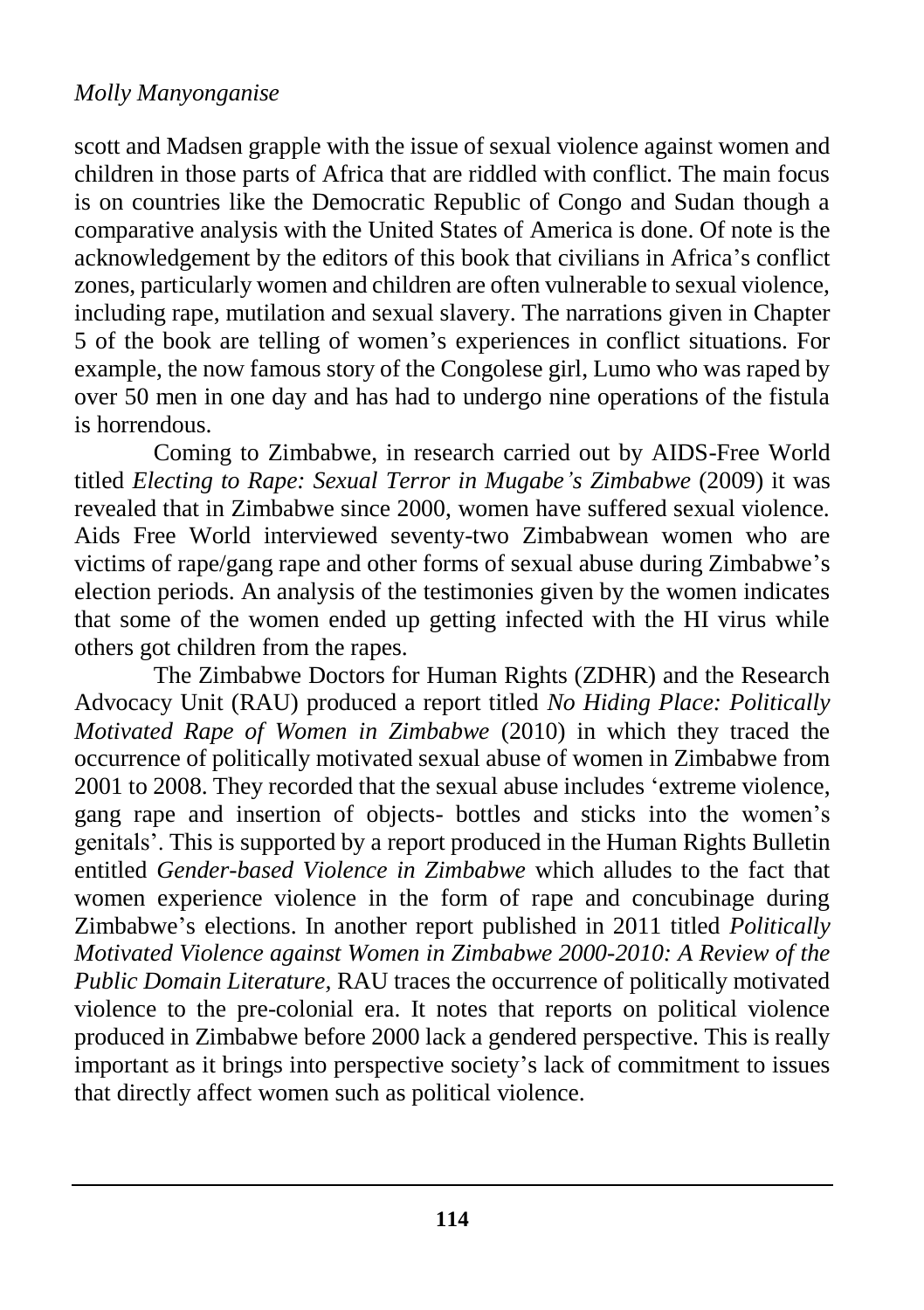scott and Madsen grapple with the issue of sexual violence against women and children in those parts of Africa that are riddled with conflict. The main focus is on countries like the Democratic Republic of Congo and Sudan though a comparative analysis with the United States of America is done. Of note is the acknowledgement by the editors of this book that civilians in Africa's conflict zones, particularly women and children are often vulnerable to sexual violence, including rape, mutilation and sexual slavery. The narrations given in Chapter 5 of the book are telling of women's experiences in conflict situations. For example, the now famous story of the Congolese girl, Lumo who was raped by over 50 men in one day and has had to undergo nine operations of the fistula is horrendous.

Coming to Zimbabwe, in research carried out by AIDS-Free World titled *Electing to Rape: Sexual Terror in Mugabe's Zimbabwe* (2009) it was revealed that in Zimbabwe since 2000, women have suffered sexual violence. Aids Free World interviewed seventy-two Zimbabwean women who are victims of rape/gang rape and other forms of sexual abuse during Zimbabwe's election periods. An analysis of the testimonies given by the women indicates that some of the women ended up getting infected with the HI virus while others got children from the rapes.

The Zimbabwe Doctors for Human Rights (ZDHR) and the Research Advocacy Unit (RAU) produced a report titled *No Hiding Place: Politically Motivated Rape of Women in Zimbabwe* (2010) in which they traced the occurrence of politically motivated sexual abuse of women in Zimbabwe from 2001 to 2008. They recorded that the sexual abuse includes 'extreme violence, gang rape and insertion of objects- bottles and sticks into the women's genitals'. This is supported by a report produced in the Human Rights Bulletin entitled *Gender-based Violence in Zimbabwe* which alludes to the fact that women experience violence in the form of rape and concubinage during Zimbabwe's elections. In another report published in 2011 titled *Politically Motivated Violence against Women in Zimbabwe 2000-2010: A Review of the Public Domain Literature,* RAU traces the occurrence of politically motivated violence to the pre-colonial era. It notes that reports on political violence produced in Zimbabwe before 2000 lack a gendered perspective. This is really important as it brings into perspective society's lack of commitment to issues that directly affect women such as political violence.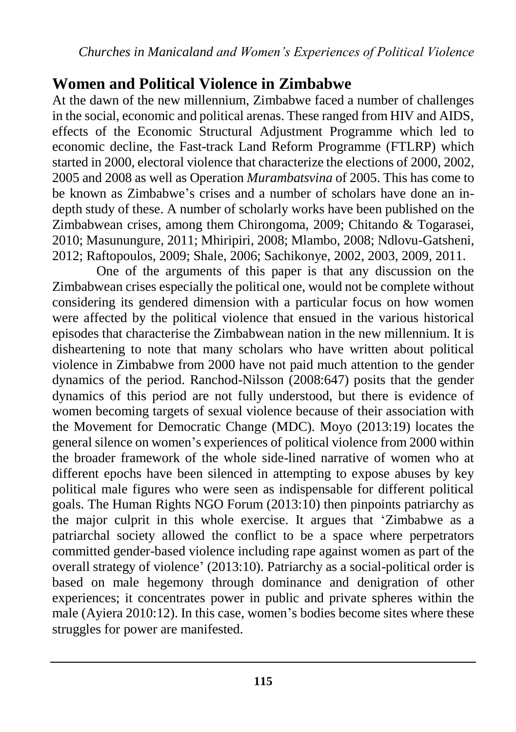## Women and Political Violence in Zimbabwe

At the dawn of the new millennium, Zimbabwe faced a number of challenges in the social, economic and political arenas. These ranged from HIV and AIDS, effects of the Economic Structural Adjustment Programme which led to economic decline, the Fast-track Land Reform Programme (FTLRP) which started in 2000, electoral violence that characterize the elections of 2000, 2002, 2005 and 2008 as well as Operation *Murambatsvina* of 2005. This has come to be known as Zimbabwe's crises and a number of scholars have done an in-depth study of these. A number of scholarly works have been published on the Zimbabwean crises, among them Chirongoma, 2009; Chitando & Togarasei, 2010; Masunungure, 2011; Mhiripiri, 2008; Mlambo, 2008; Ndlovu-Gatsheni, 2012; Raftopoulos, 2009; Shale, 2006; Sachikonye, 2002, 2003, 2009, 2011.

One of the arguments of this paper is that any discussion on the Zimbabwean crises especially the political one, would not be complete without considering its gendered dimension with a particular focus on how women were affected by the political violence that ensued in the various historical episodes that characterise the Zimbabwean nation in the new millennium. It is disheartening to note that many scholars who have written about political violence in Zimbabwe from 2000 have not paid much attention to the gender dynamics of the period. Ranchod-Nilsson (2008:647) posits that the gender dynamics of this period are not fully understood, but there is evidence of women becoming targets of sexual violence because of their association with the Movement for Democratic Change (MDC). Moyo (2013:19) locates the general silence on women's experiences of political violence from 2000 within the broader framework of the whole side-lined narrative of women who at different epochs have been silenced in attempting to expose abuses by key political male figures who were seen as indispensable for different political goals. The Human Rights NGO Forum (2013:10) then pinpoints patriarchy as the major culprit in this whole exercise. It argues that 'Zimbabwe as a patriarchal society allowed the conflict to be a space where perpetrators committed gender-based violence including rape against women as part of the overall strategy of violence' (2013:10). Patriarchy as a social-political order is based on male hegemony through dominance and denigration of other experiences; it concentrates power in public and private spheres within the male (Ayiera 2010:12). In this case, women's bodies become sites where these struggles for power are manifested.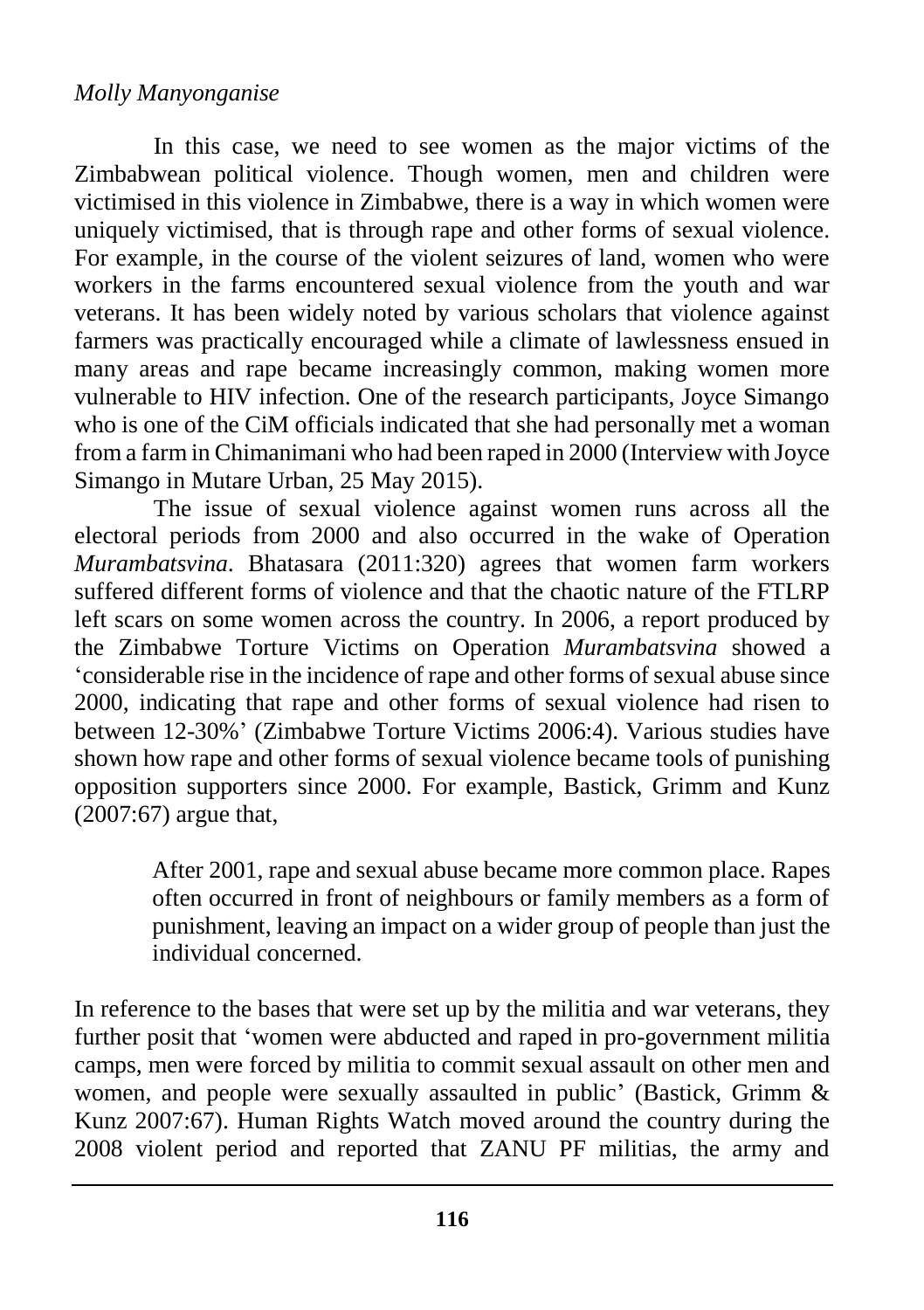In this case, we need to see women as the major victims of the Zimbabwean political violence. Though women, men and children were victimised in this violence in Zimbabwe, there is a way in which women were uniquely victimised, that is through rape and other forms of sexual violence. For example, in the course of the violent seizures of land, women who were workers in the farms encountered sexual violence from the youth and war veterans. It has been widely noted by various scholars that violence against farmers was practically encouraged while a climate of lawlessness ensued in many areas and rape became increasingly common, making women more vulnerable to HIV infection. One of the research participants, Joyce Simango who is one of the CiM officials indicated that she had personally met a woman from a farm in Chimanimani who had been raped in 2000 (Interview with Joyce Simango in Mutare Urban, 25 May 2015).

The issue of sexual violence against women runs across all the electoral periods from 2000 and also occurred in the wake of Operation *Murambatsvina*. Bhatasara (2011:320) agrees that women farm workers suffered different forms of violence and that the chaotic nature of the FTLRP left scars on some women across the country. In 2006, a report produced by the Zimbabwe Torture Victims on Operation *Murambatsvina* showed a 'considerable rise in the incidence of rape and other forms of sexual abuse since 2000, indicating that rape and other forms of sexual violence had risen to between 12-30%' (Zimbabwe Torture Victims 2006:4). Various studies have shown how rape and other forms of sexual violence became tools of punishing opposition supporters since 2000. For example, Bastick, Grimm and Kunz (2007:67) argue that,

> After 2001, rape and sexual abuse became more common place. Rapes often occurred in front of neighbours or family members as a form of punishment, leaving an impact on a wider group of people than just the individual concerned.

In reference to the bases that were set up by the militia and war veterans, they further posit that 'women were abducted and raped in pro-government militia camps, men were forced by militia to commit sexual assault on other men and women, and people were sexually assaulted in public' (Bastick, Grimm & Kunz 2007:67). Human Rights Watch moved around the country during the 2008 violent period and reported that ZANU PF militias, the army and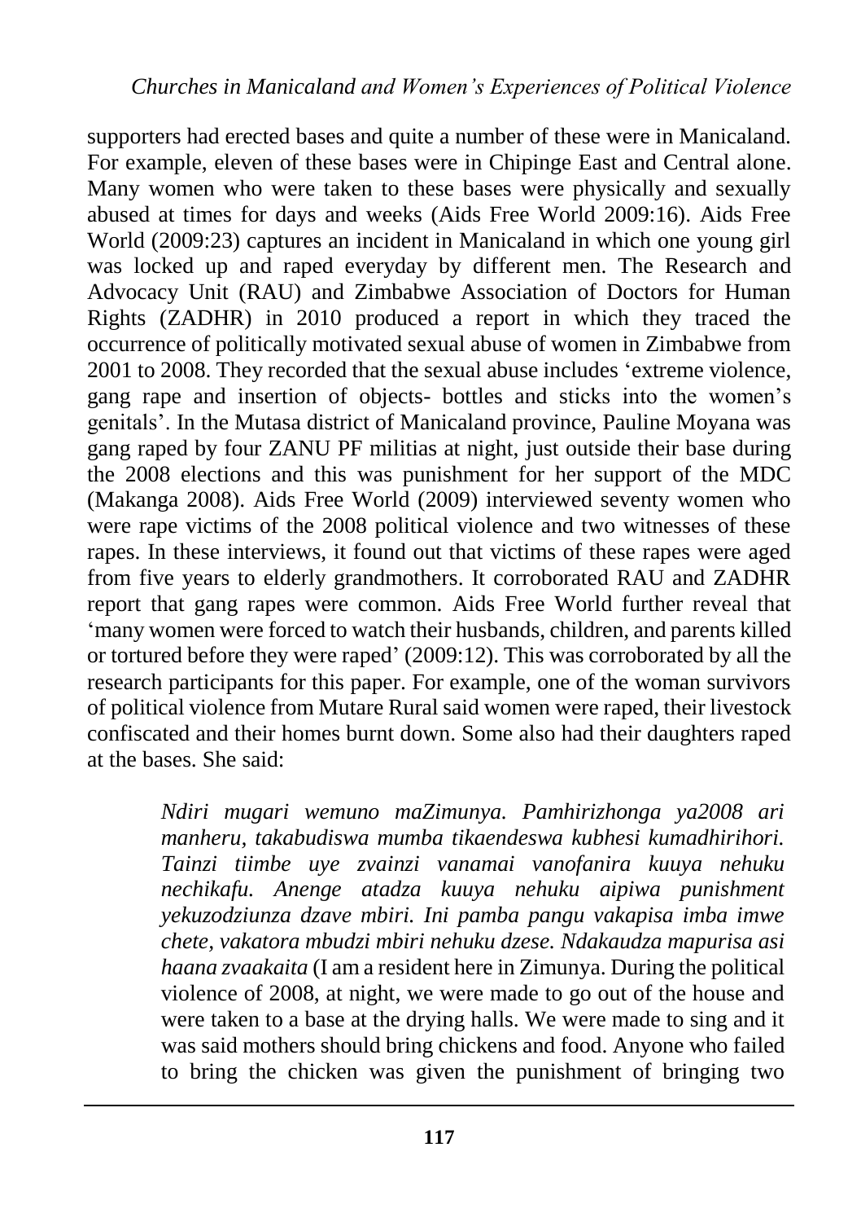supporters had erected bases and quite a number of these were in Manicaland. For example, eleven of these bases were in Chipinge East and Central alone. Many women who were taken to these bases were physically and sexually abused at times for days and weeks (Aids Free World 2009:16). Aids Free World (2009:23) captures an incident in Manicaland in which one young girl was locked up and raped everyday by different men. The Research and Advocacy Unit (RAU) and Zimbabwe Association of Doctors for Human Rights (ZADHR) in 2010 produced a report in which they traced the occurrence of politically motivated sexual abuse of women in Zimbabwe from 2001 to 2008. They recorded that the sexual abuse includes 'extreme violence, gang rape and insertion of objects- bottles and sticks into the women's genitals'. In the Mutasa district of Manicaland province, Pauline Moyana was gang raped by four ZANU PF militias at night, just outside their base during the 2008 elections and this was punishment for her support of the MDC (Makanga 2008). Aids Free World (2009) interviewed seventy women who were rape victims of the 2008 political violence and two witnesses of these rapes. In these interviews, it found out that victims of these rapes were aged from five years to elderly grandmothers. It corroborated RAU and ZADHR report that gang rapes were common. Aids Free World further reveal that 'many women were forced to watch their husbands, children, and parents killed or tortured before they were raped' (2009:12). This was corroborated by all the research participants for this paper. For example, one of the woman survivors of political violence from Mutare Rural said women were raped, their livestock confiscated and their homes burnt down. Some also had their daughters raped at the bases. She said:

> *Ndiri mugari wemuno maZimunya. Pamhirizhonga ya2008 ari manheru, takabudiswa mumba tikaendeswa kubhesi kumadhirihori. Tainzi tiimbe uye zvainzi vanamai vanofanira kuuya nehuku nechikafu. Anenge atadza kuuya nehuku aipiwa punishment yekuzodziunza dzave mbiri. Ini pamba pangu vakapisa imba imwe chete, vakatora mbudzi mbiri nehuku dzese. Ndakaudza mapurisa asi haana zvaakaita* (I am a resident here in Zimunya. During the political violence of 2008, at night, we were made to go out of the house and were taken to a base at the drying halls. We were made to sing and it was said mothers should bring chickens and food. Anyone who failed to bring the chicken was given the punishment of bringing two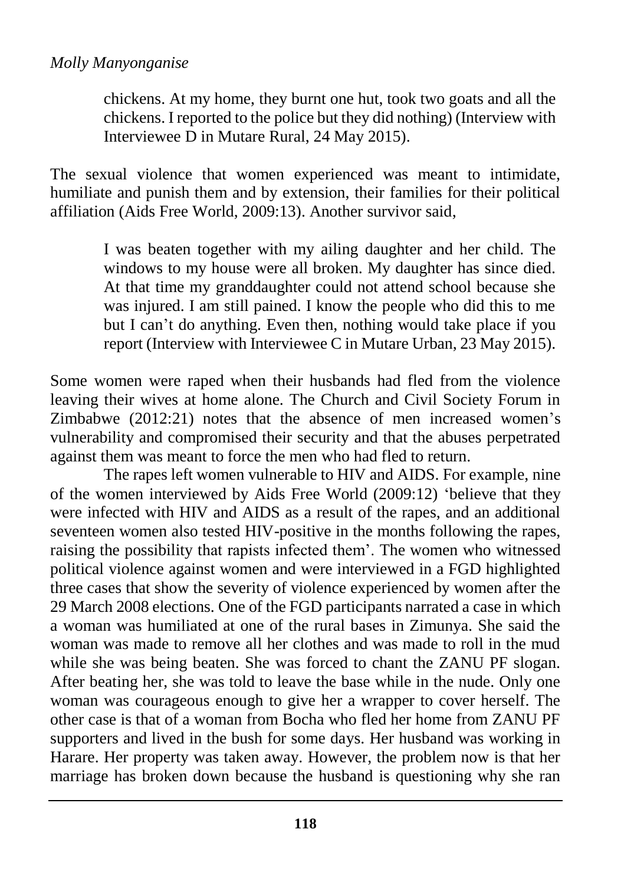> chickens. At my home, they burnt one hut, took two goats and all the chickens. I reported to the police but they did nothing) (Interview with Interviewee D in Mutare Rural, 24 May 2015).

The sexual violence that women experienced was meant to intimidate, humiliate and punish them and by extension, their families for their political affiliation (Aids Free World, 2009:13). Another survivor said,

> I was beaten together with my ailing daughter and her child. The windows to my house were all broken. My daughter has since died. At that time my granddaughter could not attend school because she was injured. I am still pained. I know the people who did this to me but I can't do anything. Even then, nothing would take place if you report (Interview with Interviewee C in Mutare Urban, 23 May 2015).

Some women were raped when their husbands had fled from the violence leaving their wives at home alone. The Church and Civil Society Forum in Zimbabwe (2012:21) notes that the absence of men increased women's vulnerability and compromised their security and that the abuses perpetrated against them was meant to force the men who had fled to return.

The rapes left women vulnerable to HIV and AIDS. For example, nine of the women interviewed by Aids Free World (2009:12) 'believe that they were infected with HIV and AIDS as a result of the rapes, and an additional seventeen women also tested HIV-positive in the months following the rapes, raising the possibility that rapists infected them'. The women who witnessed political violence against women and were interviewed in a FGD highlighted three cases that show the severity of violence experienced by women after the 29 March 2008 elections. One of the FGD participants narrated a case in which a woman was humiliated at one of the rural bases in Zimunya. She said the woman was made to remove all her clothes and was made to roll in the mud while she was being beaten. She was forced to chant the ZANU PF slogan. After beating her, she was told to leave the base while in the nude. Only one woman was courageous enough to give her a wrapper to cover herself. The other case is that of a woman from Bocha who fled her home from ZANU PF supporters and lived in the bush for some days. Her husband was working in Harare. Her property was taken away. However, the problem now is that her marriage has broken down because the husband is questioning why she ran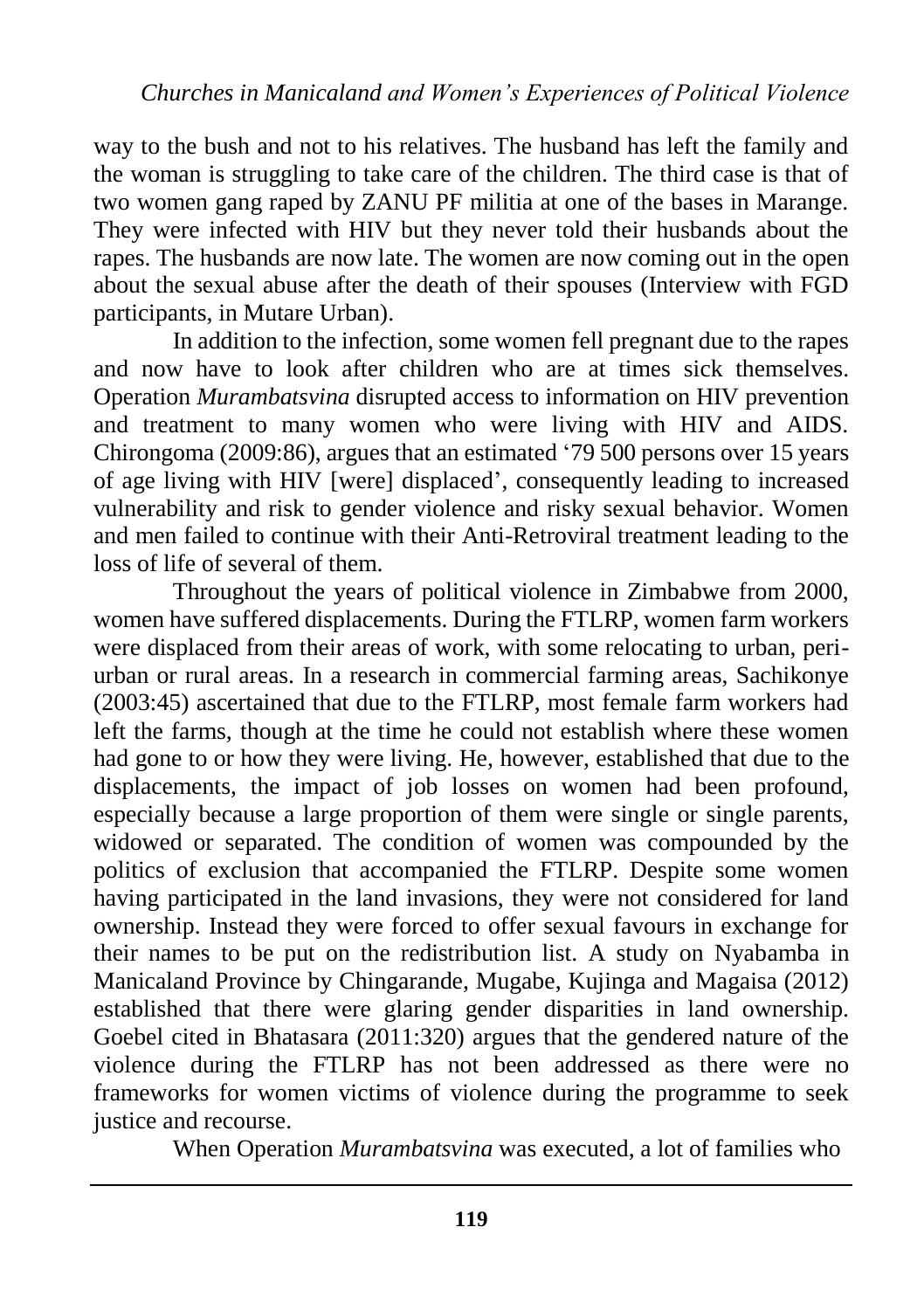way to the bush and not to his relatives. The husband has left the family and the woman is struggling to take care of the children. The third case is that of two women gang raped by ZANU PF militia at one of the bases in Marange. They were infected with HIV but they never told their husbands about the rapes. The husbands are now late. The women are now coming out in the open about the sexual abuse after the death of their spouses (Interview with FGD participants, in Mutare Urban).

In addition to the infection, some women fell pregnant due to the rapes and now have to look after children who are at times sick themselves. Operation *Murambatsvina* disrupted access to information on HIV prevention and treatment to many women who were living with HIV and AIDS. Chirongoma (2009:86), argues that an estimated '79 500 persons over 15 years of age living with HIV [were] displaced', consequently leading to increased vulnerability and risk to gender violence and risky sexual behavior. Women and men failed to continue with their Anti-Retroviral treatment leading to the loss of life of several of them.

Throughout the years of political violence in Zimbabwe from 2000, women have suffered displacements. During the FTLRP, women farm workers were displaced from their areas of work, with some relocating to urban, peri-urban or rural areas. In a research in commercial farming areas, Sachikonye (2003:45) ascertained that due to the FTLRP, most female farm workers had left the farms, though at the time he could not establish where these women had gone to or how they were living. He, however, established that due to the displacements, the impact of job losses on women had been profound, especially because a large proportion of them were single or single parents, widowed or separated. The condition of women was compounded by the politics of exclusion that accompanied the FTLRP. Despite some women having participated in the land invasions, they were not considered for land ownership. Instead they were forced to offer sexual favours in exchange for their names to be put on the redistribution list. A study on Nyabamba in Manicaland Province by Chingarande, Mugabe, Kujinga and Magaisa (2012) established that there were glaring gender disparities in land ownership. Goebel cited in Bhatasara (2011:320) argues that the gendered nature of the violence during the FTLRP has not been addressed as there were no frameworks for women victims of violence during the programme to seek justice and recourse.

When Operation *Murambatsvina* was executed, a lot of families who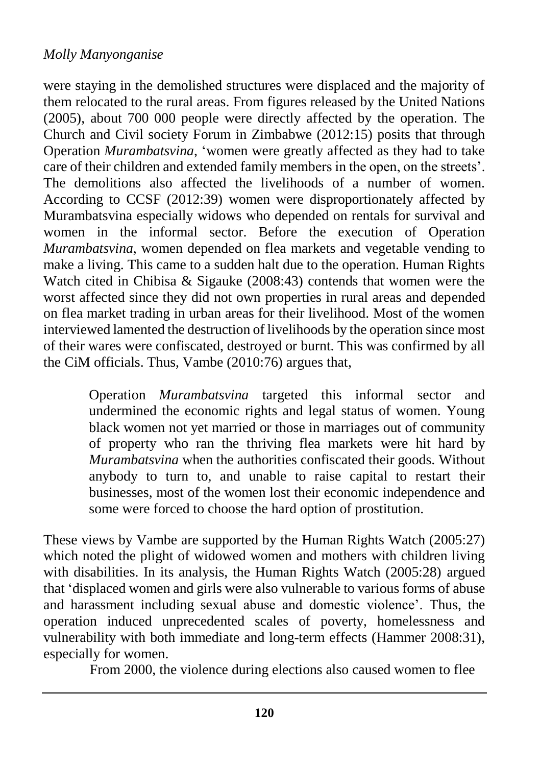were staying in the demolished structures were displaced and the majority of them relocated to the rural areas. From figures released by the United Nations (2005), about 700 000 people were directly affected by the operation. The Church and Civil society Forum in Zimbabwe (2012:15) posits that through Operation *Murambatsvina*, 'women were greatly affected as they had to take care of their children and extended family members in the open, on the streets'. The demolitions also affected the livelihoods of a number of women. According to CCSF (2012:39) women were disproportionately affected by Murambatsvina especially widows who depended on rentals for survival and women in the informal sector. Before the execution of Operation *Murambatsvina*, women depended on flea markets and vegetable vending to make a living. This came to a sudden halt due to the operation. Human Rights Watch cited in Chibisa & Sigauke (2008:43) contends that women were the worst affected since they did not own properties in rural areas and depended on flea market trading in urban areas for their livelihood. Most of the women interviewed lamented the destruction of livelihoods by the operation since most of their wares were confiscated, destroyed or burnt. This was confirmed by all the CiM officials. Thus, Vambe (2010:76) argues that,

> Operation *Murambatsvina* targeted this informal sector and undermined the economic rights and legal status of women. Young black women not yet married or those in marriages out of community of property who ran the thriving flea markets were hit hard by *Murambatsvina* when the authorities confiscated their goods. Without anybody to turn to, and unable to raise capital to restart their businesses, most of the women lost their economic independence and some were forced to choose the hard option of prostitution.

These views by Vambe are supported by the Human Rights Watch (2005:27) which noted the plight of widowed women and mothers with children living with disabilities. In its analysis, the Human Rights Watch (2005:28) argued that 'displaced women and girls were also vulnerable to various forms of abuse and harassment including sexual abuse and domestic violence'. Thus, the operation induced unprecedented scales of poverty, homelessness and vulnerability with both immediate and long-term effects (Hammer 2008:31), especially for women.

From 2000, the violence during elections also caused women to flee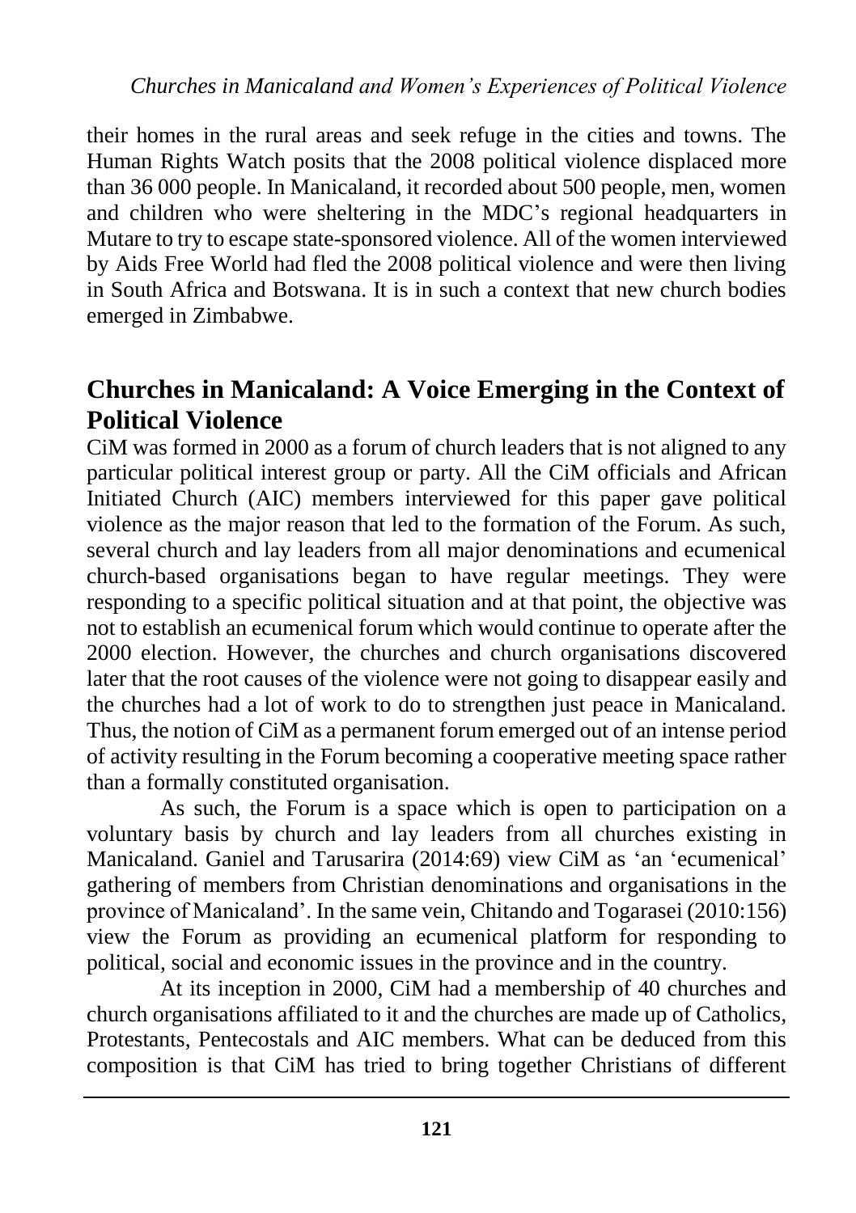their homes in the rural areas and seek refuge in the cities and towns. The Human Rights Watch posits that the 2008 political violence displaced more than 36 000 people. In Manicaland, it recorded about 500 people, men, women and children who were sheltering in the MDC's regional headquarters in Mutare to try to escape state-sponsored violence. All of the women interviewed by Aids Free World had fled the 2008 political violence and were then living in South Africa and Botswana. It is in such a context that new church bodies emerged in Zimbabwe.

## Churches in Manicaland: A Voice Emerging in the Context of Political Violence

CiM was formed in 2000 as a forum of church leaders that is not aligned to any particular political interest group or party. All the CiM officials and African Initiated Church (AIC) members interviewed for this paper gave political violence as the major reason that led to the formation of the Forum. As such, several church and lay leaders from all major denominations and ecumenical church-based organisations began to have regular meetings. They were responding to a specific political situation and at that point, the objective was not to establish an ecumenical forum which would continue to operate after the 2000 election. However, the churches and church organisations discovered later that the root causes of the violence were not going to disappear easily and the churches had a lot of work to do to strengthen just peace in Manicaland. Thus, the notion of CiM as a permanent forum emerged out of an intense period of activity resulting in the Forum becoming a cooperative meeting space rather than a formally constituted organisation.

As such, the Forum is a space which is open to participation on a voluntary basis by church and lay leaders from all churches existing in Manicaland. Ganiel and Tarusarira (2014:69) view CiM as 'an 'ecumenical' gathering of members from Christian denominations and organisations in the province of Manicaland'. In the same vein, Chitando and Togarasei (2010:156) view the Forum as providing an ecumenical platform for responding to political, social and economic issues in the province and in the country.

At its inception in 2000, CiM had a membership of 40 churches and church organisations affiliated to it and the churches are made up of Catholics, Protestants, Pentecostals and AIC members. What can be deduced from this composition is that CiM has tried to bring together Christians of different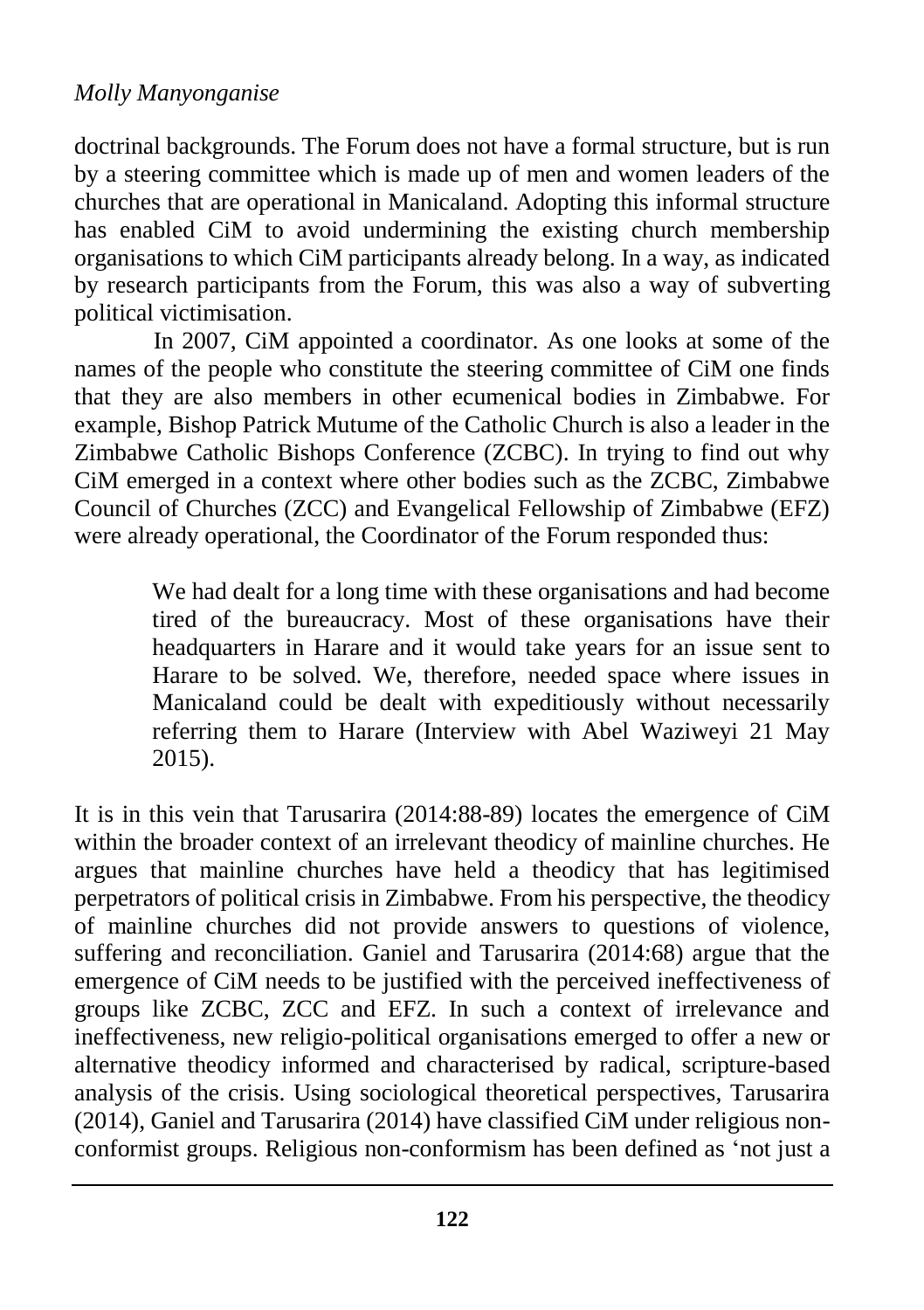doctrinal backgrounds. The Forum does not have a formal structure, but is run by a steering committee which is made up of men and women leaders of the churches that are operational in Manicaland. Adopting this informal structure has enabled CiM to avoid undermining the existing church membership organisations to which CiM participants already belong. In a way, as indicated by research participants from the Forum, this was also a way of subverting political victimisation.

In 2007, CiM appointed a coordinator. As one looks at some of the names of the people who constitute the steering committee of CiM one finds that they are also members in other ecumenical bodies in Zimbabwe. For example, Bishop Patrick Mutume of the Catholic Church is also a leader in the Zimbabwe Catholic Bishops Conference (ZCBC). In trying to find out why CiM emerged in a context where other bodies such as the ZCBC, Zimbabwe Council of Churches (ZCC) and Evangelical Fellowship of Zimbabwe (EFZ) were already operational, the Coordinator of the Forum responded thus:

> We had dealt for a long time with these organisations and had become tired of the bureaucracy. Most of these organisations have their headquarters in Harare and it would take years for an issue sent to Harare to be solved. We, therefore, needed space where issues in Manicaland could be dealt with expeditiously without necessarily referring them to Harare (Interview with Abel Waziweyi 21 May 2015).

It is in this vein that Tarusarira (2014:88-89) locates the emergence of CiM within the broader context of an irrelevant theodicy of mainline churches. He argues that mainline churches have held a theodicy that has legitimised perpetrators of political crisis in Zimbabwe. From his perspective, the theodicy of mainline churches did not provide answers to questions of violence, suffering and reconciliation. Ganiel and Tarusarira (2014:68) argue that the emergence of CiM needs to be justified with the perceived ineffectiveness of groups like ZCBC, ZCC and EFZ. In such a context of irrelevance and ineffectiveness, new religio-political organisations emerged to offer a new or alternative theodicy informed and characterised by radical, scripture-based analysis of the crisis. Using sociological theoretical perspectives, Tarusarira (2014), Ganiel and Tarusarira (2014) have classified CiM under religious non-conformist groups. Religious non-conformism has been defined as 'not just a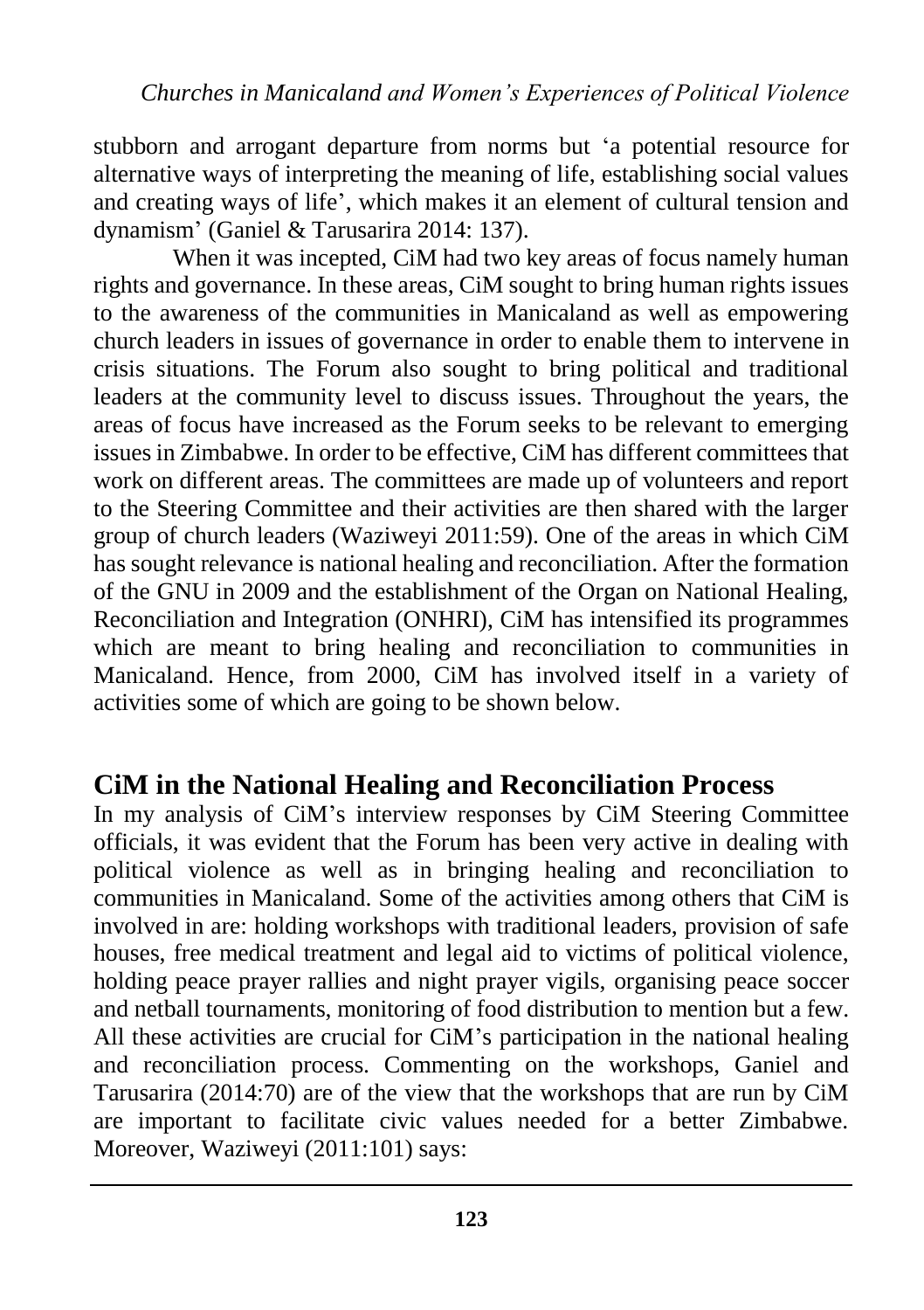stubborn and arrogant departure from norms but 'a potential resource for alternative ways of interpreting the meaning of life, establishing social values and creating ways of life', which makes it an element of cultural tension and dynamism' (Ganiel & Tarusarira 2014: 137).

When it was incepted, CiM had two key areas of focus namely human rights and governance. In these areas, CiM sought to bring human rights issues to the awareness of the communities in Manicaland as well as empowering church leaders in issues of governance in order to enable them to intervene in crisis situations. The Forum also sought to bring political and traditional leaders at the community level to discuss issues. Throughout the years, the areas of focus have increased as the Forum seeks to be relevant to emerging issues in Zimbabwe. In order to be effective, CiM has different committees that work on different areas. The committees are made up of volunteers and report to the Steering Committee and their activities are then shared with the larger group of church leaders (Waziweyi 2011:59). One of the areas in which CiM has sought relevance is national healing and reconciliation. After the formation of the GNU in 2009 and the establishment of the Organ on National Healing, Reconciliation and Integration (ONHRI), CiM has intensified its programmes which are meant to bring healing and reconciliation to communities in Manicaland. Hence, from 2000, CiM has involved itself in a variety of activities some of which are going to be shown below.

## CiM in the National Healing and Reconciliation Process

In my analysis of CiM's interview responses by CiM Steering Committee officials, it was evident that the Forum has been very active in dealing with political violence as well as in bringing healing and reconciliation to communities in Manicaland. Some of the activities among others that CiM is involved in are: holding workshops with traditional leaders, provision of safe houses, free medical treatment and legal aid to victims of political violence, holding peace prayer rallies and night prayer vigils, organising peace soccer and netball tournaments, monitoring of food distribution to mention but a few. All these activities are crucial for CiM's participation in the national healing and reconciliation process. Commenting on the workshops, Ganiel and Tarusarira (2014:70) are of the view that the workshops that are run by CiM are important to facilitate civic values needed for a better Zimbabwe. Moreover, Waziweyi (2011:101) says: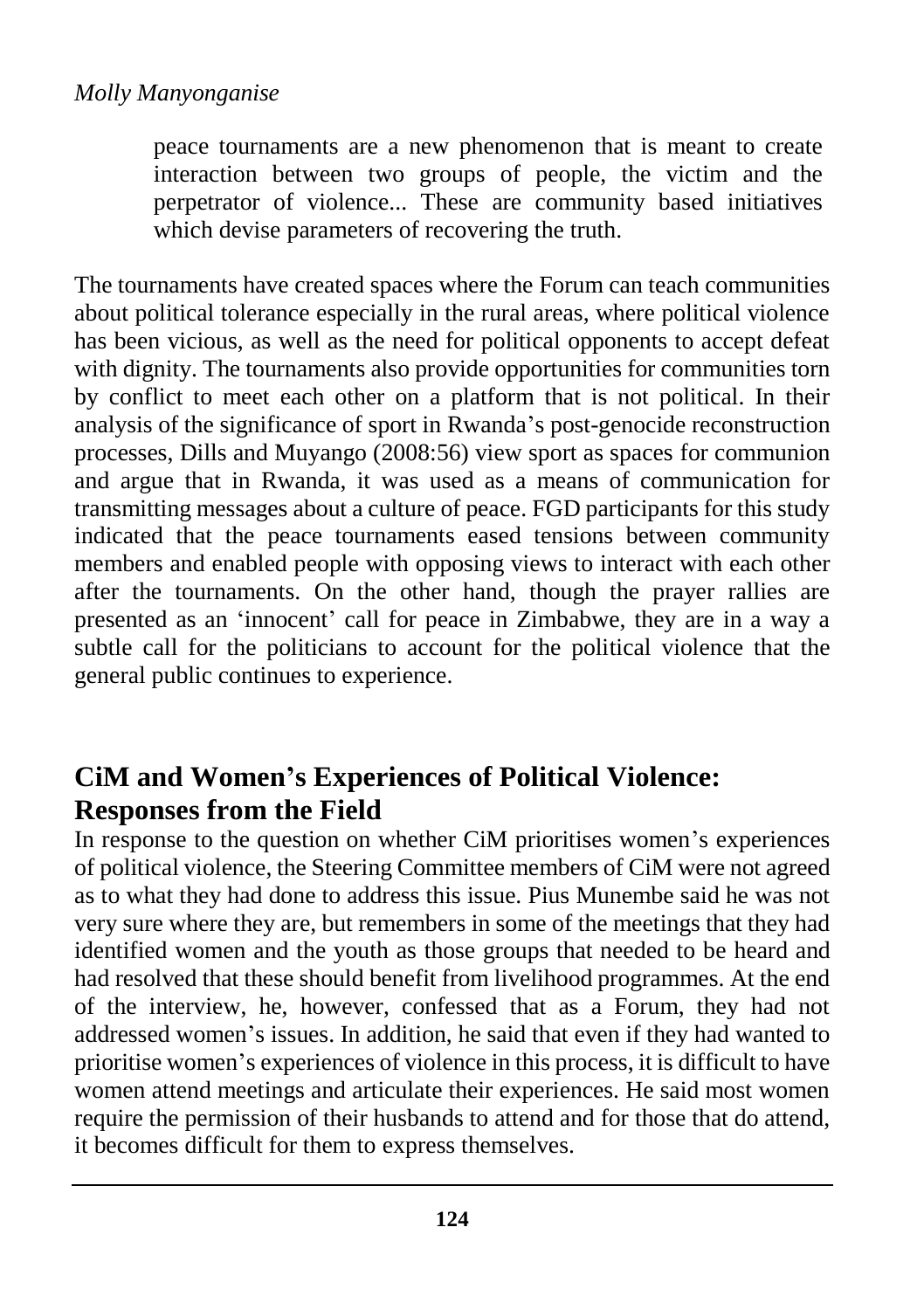> peace tournaments are a new phenomenon that is meant to create interaction between two groups of people, the victim and the perpetrator of violence... These are community based initiatives which devise parameters of recovering the truth.

The tournaments have created spaces where the Forum can teach communities about political tolerance especially in the rural areas, where political violence has been vicious, as well as the need for political opponents to accept defeat with dignity. The tournaments also provide opportunities for communities torn by conflict to meet each other on a platform that is not political. In their analysis of the significance of sport in Rwanda's post-genocide reconstruction processes, Dills and Muyango (2008:56) view sport as spaces for communion and argue that in Rwanda, it was used as a means of communication for transmitting messages about a culture of peace. FGD participants for this study indicated that the peace tournaments eased tensions between community members and enabled people with opposing views to interact with each other after the tournaments. On the other hand, though the prayer rallies are presented as an 'innocent' call for peace in Zimbabwe, they are in a way a subtle call for the politicians to account for the political violence that the general public continues to experience.

## CiM and Women's Experiences of Political Violence: Responses from the Field

In response to the question on whether CiM prioritises women's experiences of political violence, the Steering Committee members of CiM were not agreed as to what they had done to address this issue. Pius Munembe said he was not very sure where they are, but remembers in some of the meetings that they had identified women and the youth as those groups that needed to be heard and had resolved that these should benefit from livelihood programmes. At the end of the interview, he, however, confessed that as a Forum, they had not addressed women's issues. In addition, he said that even if they had wanted to prioritise women's experiences of violence in this process, it is difficult to have women attend meetings and articulate their experiences. He said most women require the permission of their husbands to attend and for those that do attend, it becomes difficult for them to express themselves.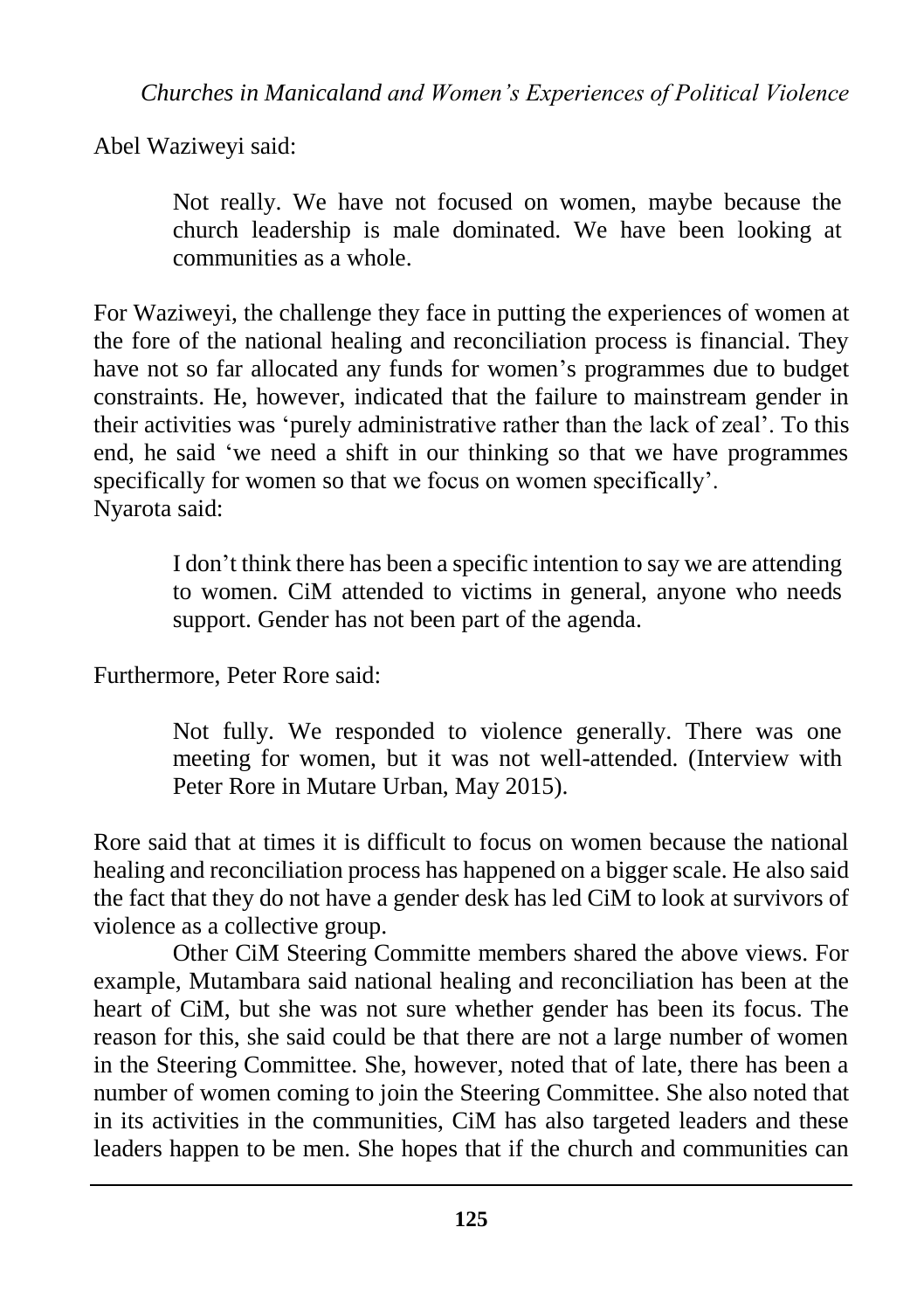Abel Waziweyi said:

> Not really. We have not focused on women, maybe because the church leadership is male dominated. We have been looking at communities as a whole.

For Waziweyi, the challenge they face in putting the experiences of women at the fore of the national healing and reconciliation process is financial. They have not so far allocated any funds for women's programmes due to budget constraints. He, however, indicated that the failure to mainstream gender in their activities was 'purely administrative rather than the lack of zeal'. To this end, he said 'we need a shift in our thinking so that we have programmes specifically for women so that we focus on women specifically'.
Nyarota said:

> I don't think there has been a specific intention to say we are attending to women. CiM attended to victims in general, anyone who needs support. Gender has not been part of the agenda.

Furthermore, Peter Rore said:

> Not fully. We responded to violence generally. There was one meeting for women, but it was not well-attended. (Interview with Peter Rore in Mutare Urban, May 2015).

Rore said that at times it is difficult to focus on women because the national healing and reconciliation process has happened on a bigger scale. He also said the fact that they do not have a gender desk has led CiM to look at survivors of violence as a collective group.

Other CiM Steering Committe members shared the above views. For example, Mutambara said national healing and reconciliation has been at the heart of CiM, but she was not sure whether gender has been its focus. The reason for this, she said could be that there are not a large number of women in the Steering Committee. She, however, noted that of late, there has been a number of women coming to join the Steering Committee. She also noted that in its activities in the communities, CiM has also targeted leaders and these leaders happen to be men. She hopes that if the church and communities can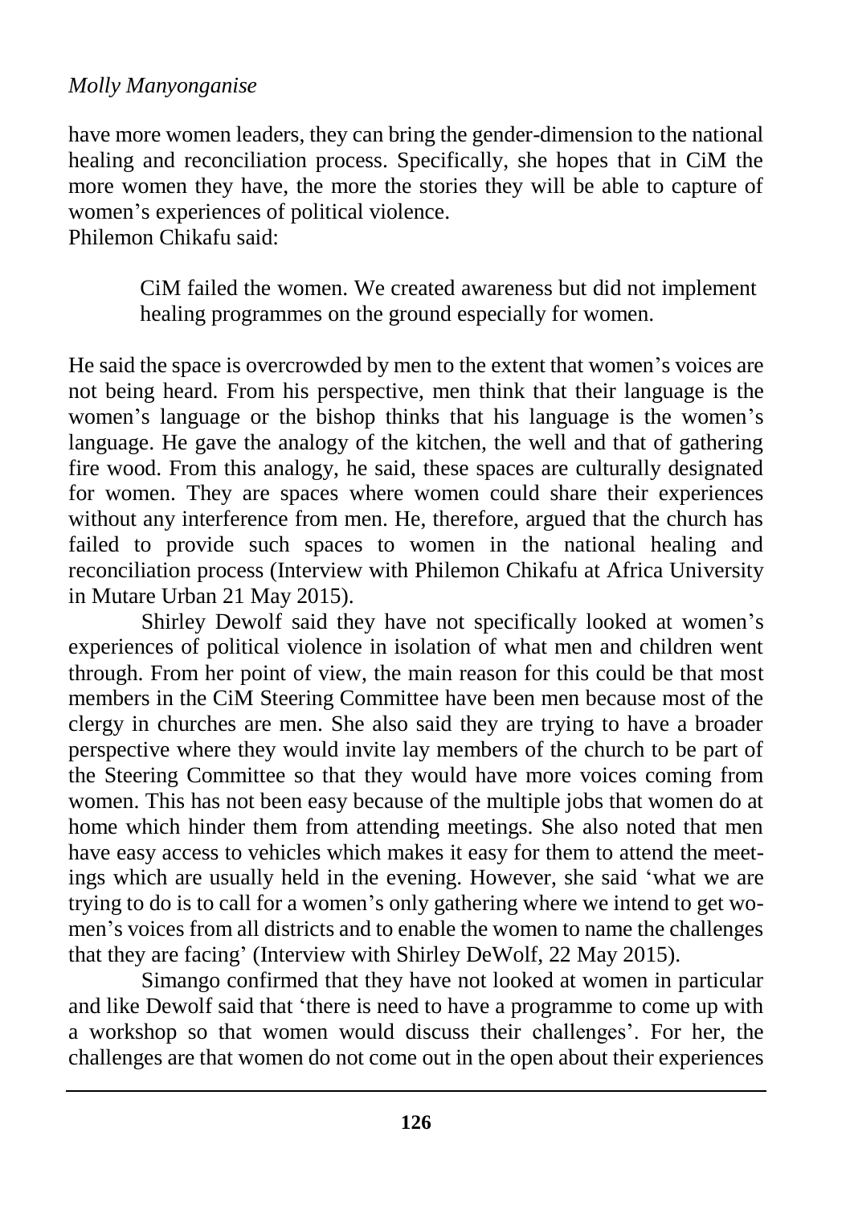have more women leaders, they can bring the gender-dimension to the national healing and reconciliation process. Specifically, she hopes that in CiM the more women they have, the more the stories they will be able to capture of women's experiences of political violence.
Philemon Chikafu said:

> CiM failed the women. We created awareness but did not implement healing programmes on the ground especially for women.

He said the space is overcrowded by men to the extent that women's voices are not being heard. From his perspective, men think that their language is the women's language or the bishop thinks that his language is the women's language. He gave the analogy of the kitchen, the well and that of gathering fire wood. From this analogy, he said, these spaces are culturally designated for women. They are spaces where women could share their experiences without any interference from men. He, therefore, argued that the church has failed to provide such spaces to women in the national healing and reconciliation process (Interview with Philemon Chikafu at Africa University in Mutare Urban 21 May 2015).

Shirley Dewolf said they have not specifically looked at women's experiences of political violence in isolation of what men and children went through. From her point of view, the main reason for this could be that most members in the CiM Steering Committee have been men because most of the clergy in churches are men. She also said they are trying to have a broader perspective where they would invite lay members of the church to be part of the Steering Committee so that they would have more voices coming from women. This has not been easy because of the multiple jobs that women do at home which hinder them from attending meetings. She also noted that men have easy access to vehicles which makes it easy for them to attend the meetings which are usually held in the evening. However, she said 'what we are trying to do is to call for a women's only gathering where we intend to get women's voices from all districts and to enable the women to name the challenges that they are facing' (Interview with Shirley DeWolf, 22 May 2015).

Simango confirmed that they have not looked at women in particular and like Dewolf said that 'there is need to have a programme to come up with a workshop so that women would discuss their challenges'. For her, the challenges are that women do not come out in the open about their experiences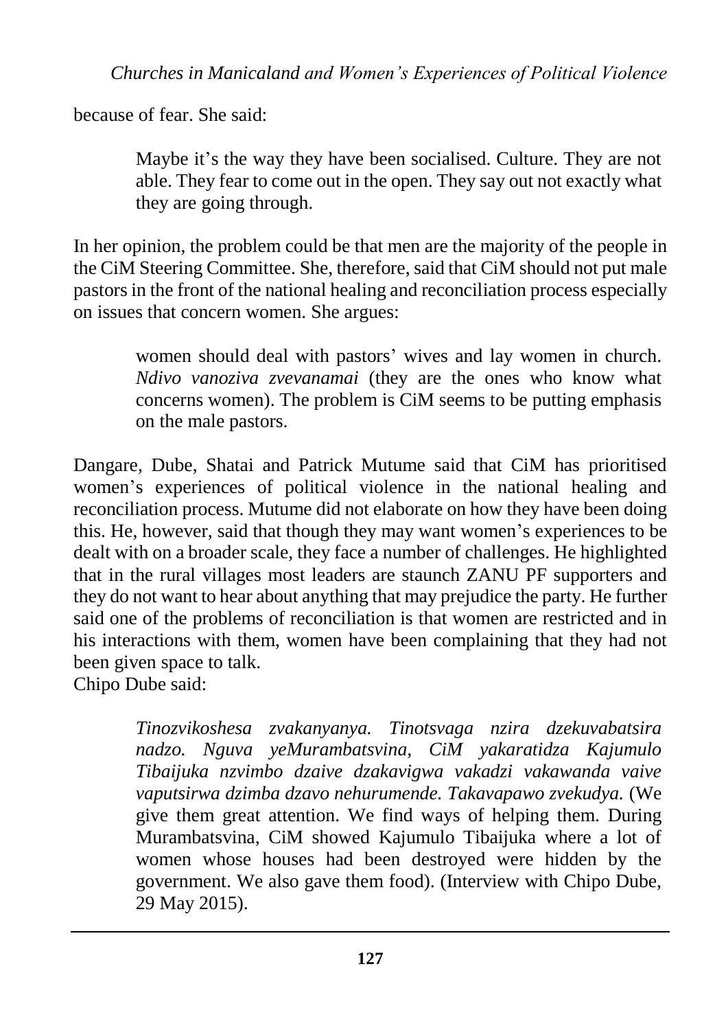because of fear. She said:

> Maybe it's the way they have been socialised. Culture. They are not able. They fear to come out in the open. They say out not exactly what they are going through.

In her opinion, the problem could be that men are the majority of the people in the CiM Steering Committee. She, therefore, said that CiM should not put male pastors in the front of the national healing and reconciliation process especially on issues that concern women. She argues:

> women should deal with pastors' wives and lay women in church. *Ndivo vanoziva zvevanamai* (they are the ones who know what concerns women). The problem is CiM seems to be putting emphasis on the male pastors.

Dangare, Dube, Shatai and Patrick Mutume said that CiM has prioritised women's experiences of political violence in the national healing and reconciliation process. Mutume did not elaborate on how they have been doing this. He, however, said that though they may want women's experiences to be dealt with on a broader scale, they face a number of challenges. He highlighted that in the rural villages most leaders are staunch ZANU PF supporters and they do not want to hear about anything that may prejudice the party. He further said one of the problems of reconciliation is that women are restricted and in his interactions with them, women have been complaining that they had not been given space to talk.

Chipo Dube said:

> *Tinozvikoshesa zvakanyanya. Tinotsvaga nzira dzekuvabatsira nadzo. Nguva yeMurambatsvina, CiM yakaratidza Kajumulo Tibaijuka nzvimbo dzaive dzakavigwa vakadzi vakawanda vaive vaputsirwa dzimba dzavo nehurumende. Takavapawo zvekudya.* (We give them great attention. We find ways of helping them. During Murambatsvina, CiM showed Kajumulo Tibaijuka where a lot of women whose houses had been destroyed were hidden by the government. We also gave them food). (Interview with Chipo Dube, 29 May 2015).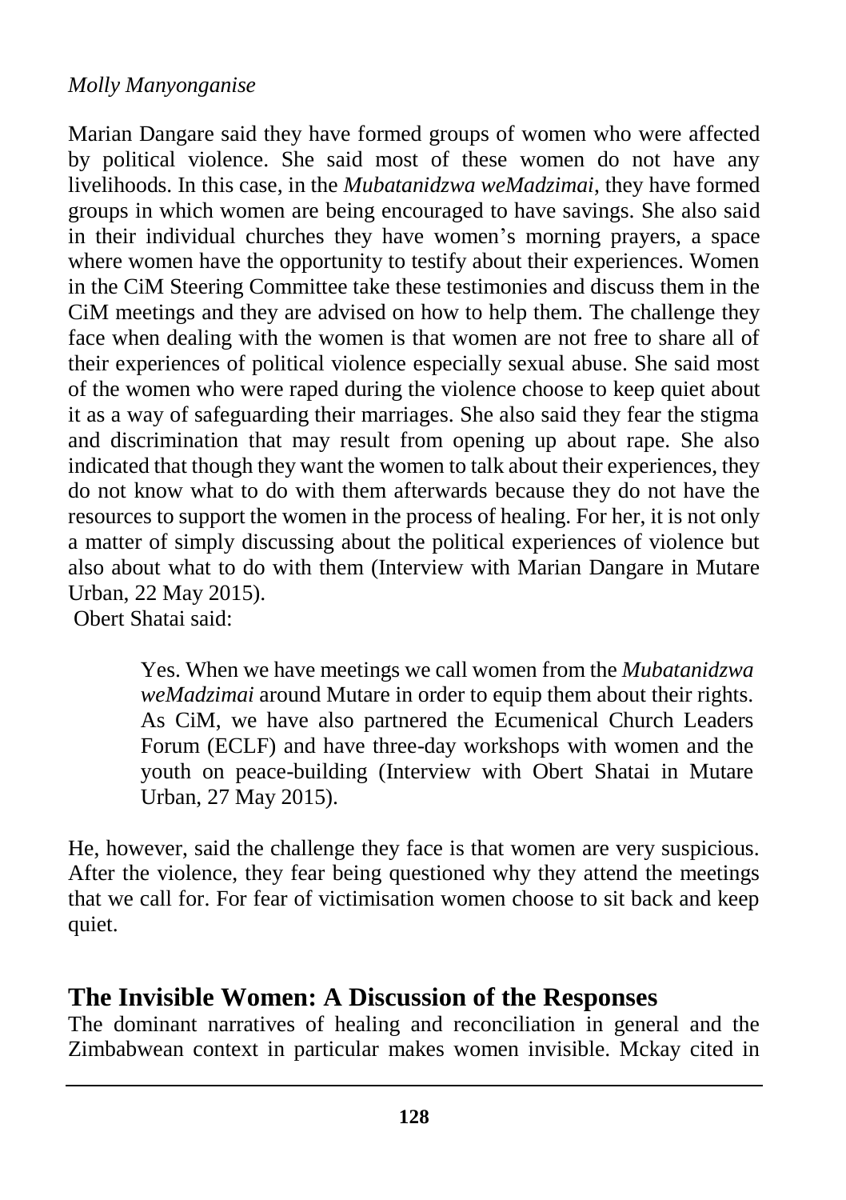Marian Dangare said they have formed groups of women who were affected by political violence. She said most of these women do not have any livelihoods. In this case, in the *Mubatanidzwa weMadzimai*, they have formed groups in which women are being encouraged to have savings. She also said in their individual churches they have women's morning prayers, a space where women have the opportunity to testify about their experiences. Women in the CiM Steering Committee take these testimonies and discuss them in the CiM meetings and they are advised on how to help them. The challenge they face when dealing with the women is that women are not free to share all of their experiences of political violence especially sexual abuse. She said most of the women who were raped during the violence choose to keep quiet about it as a way of safeguarding their marriages. She also said they fear the stigma and discrimination that may result from opening up about rape. She also indicated that though they want the women to talk about their experiences, they do not know what to do with them afterwards because they do not have the resources to support the women in the process of healing. For her, it is not only a matter of simply discussing about the political experiences of violence but also about what to do with them (Interview with Marian Dangare in Mutare Urban, 22 May 2015).

Obert Shatai said:

> Yes. When we have meetings we call women from the *Mubatanidzwa weMadzimai* around Mutare in order to equip them about their rights. As CiM, we have also partnered the Ecumenical Church Leaders Forum (ECLF) and have three-day workshops with women and the youth on peace-building (Interview with Obert Shatai in Mutare Urban, 27 May 2015).

He, however, said the challenge they face is that women are very suspicious. After the violence, they fear being questioned why they attend the meetings that we call for. For fear of victimisation women choose to sit back and keep quiet.

## The Invisible Women: A Discussion of the Responses

The dominant narratives of healing and reconciliation in general and the Zimbabwean context in particular makes women invisible. Mckay cited in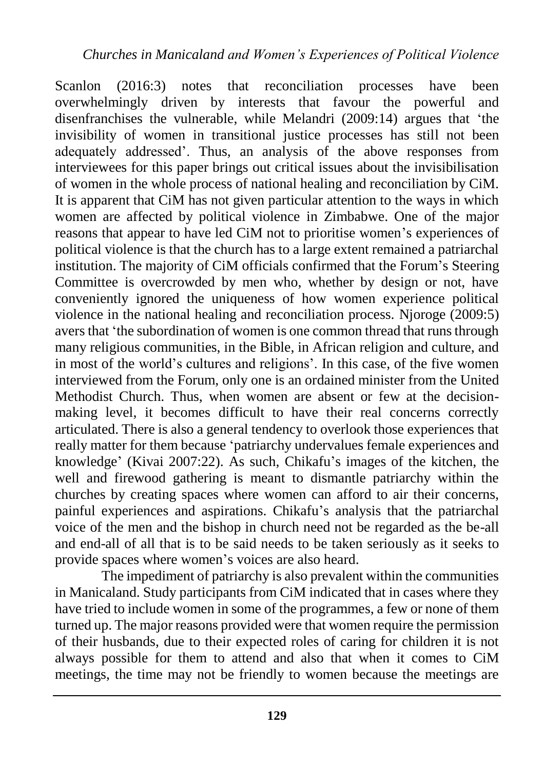Scanlon (2016:3) notes that reconciliation processes have been overwhelmingly driven by interests that favour the powerful and disenfranchises the vulnerable, while Melandri (2009:14) argues that 'the invisibility of women in transitional justice processes has still not been adequately addressed'. Thus, an analysis of the above responses from interviewees for this paper brings out critical issues about the invisibilisation of women in the whole process of national healing and reconciliation by CiM. It is apparent that CiM has not given particular attention to the ways in which women are affected by political violence in Zimbabwe. One of the major reasons that appear to have led CiM not to prioritise women's experiences of political violence is that the church has to a large extent remained a patriarchal institution. The majority of CiM officials confirmed that the Forum's Steering Committee is overcrowded by men who, whether by design or not, have conveniently ignored the uniqueness of how women experience political violence in the national healing and reconciliation process. Njoroge (2009:5) avers that 'the subordination of women is one common thread that runs through many religious communities, in the Bible, in African religion and culture, and in most of the world's cultures and religions'. In this case, of the five women interviewed from the Forum, only one is an ordained minister from the United Methodist Church. Thus, when women are absent or few at the decision-making level, it becomes difficult to have their real concerns correctly articulated. There is also a general tendency to overlook those experiences that really matter for them because 'patriarchy undervalues female experiences and knowledge' (Kivai 2007:22). As such, Chikafu's images of the kitchen, the well and firewood gathering is meant to dismantle patriarchy within the churches by creating spaces where women can afford to air their concerns, painful experiences and aspirations. Chikafu's analysis that the patriarchal voice of the men and the bishop in church need not be regarded as the be-all and end-all of all that is to be said needs to be taken seriously as it seeks to provide spaces where women's voices are also heard.

The impediment of patriarchy is also prevalent within the communities in Manicaland. Study participants from CiM indicated that in cases where they have tried to include women in some of the programmes, a few or none of them turned up. The major reasons provided were that women require the permission of their husbands, due to their expected roles of caring for children it is not always possible for them to attend and also that when it comes to CiM meetings, the time may not be friendly to women because the meetings are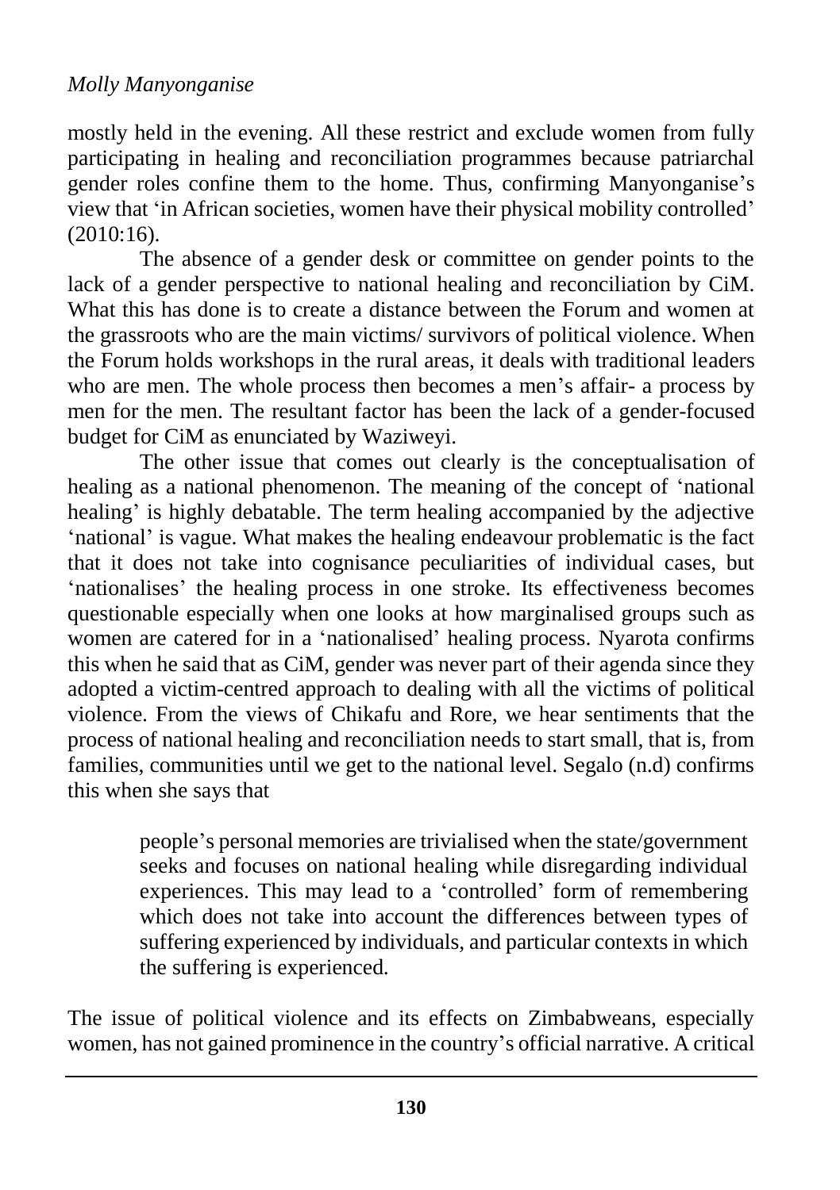mostly held in the evening. All these restrict and exclude women from fully participating in healing and reconciliation programmes because patriarchal gender roles confine them to the home. Thus, confirming Manyonganise's view that 'in African societies, women have their physical mobility controlled' (2010:16).

The absence of a gender desk or committee on gender points to the lack of a gender perspective to national healing and reconciliation by CiM. What this has done is to create a distance between the Forum and women at the grassroots who are the main victims/ survivors of political violence. When the Forum holds workshops in the rural areas, it deals with traditional leaders who are men. The whole process then becomes a men's affair- a process by men for the men. The resultant factor has been the lack of a gender-focused budget for CiM as enunciated by Waziweyi.

The other issue that comes out clearly is the conceptualisation of healing as a national phenomenon. The meaning of the concept of 'national healing' is highly debatable. The term healing accompanied by the adjective 'national' is vague. What makes the healing endeavour problematic is the fact that it does not take into cognisance peculiarities of individual cases, but 'nationalises' the healing process in one stroke. Its effectiveness becomes questionable especially when one looks at how marginalised groups such as women are catered for in a 'nationalised' healing process. Nyarota confirms this when he said that as CiM, gender was never part of their agenda since they adopted a victim-centred approach to dealing with all the victims of political violence. From the views of Chikafu and Rore, we hear sentiments that the process of national healing and reconciliation needs to start small, that is, from families, communities until we get to the national level. Segalo (n.d) confirms this when she says that

> people's personal memories are trivialised when the state/government seeks and focuses on national healing while disregarding individual experiences. This may lead to a 'controlled' form of remembering which does not take into account the differences between types of suffering experienced by individuals, and particular contexts in which the suffering is experienced.

The issue of political violence and its effects on Zimbabweans, especially women, has not gained prominence in the country's official narrative. A critical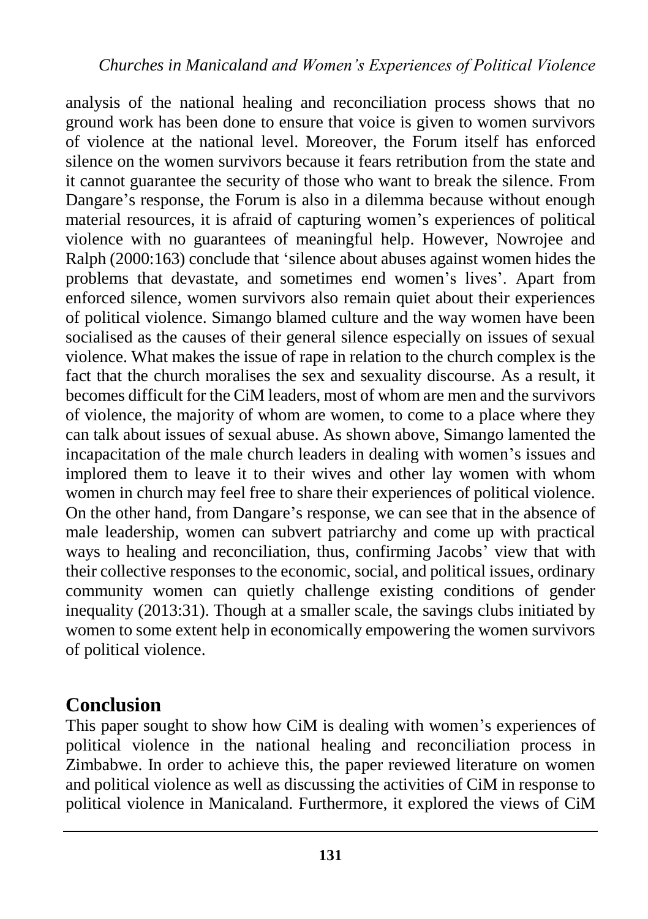analysis of the national healing and reconciliation process shows that no ground work has been done to ensure that voice is given to women survivors of violence at the national level. Moreover, the Forum itself has enforced silence on the women survivors because it fears retribution from the state and it cannot guarantee the security of those who want to break the silence. From Dangare's response, the Forum is also in a dilemma because without enough material resources, it is afraid of capturing women's experiences of political violence with no guarantees of meaningful help. However, Nowrojee and Ralph (2000:163) conclude that 'silence about abuses against women hides the problems that devastate, and sometimes end women's lives'. Apart from enforced silence, women survivors also remain quiet about their experiences of political violence. Simango blamed culture and the way women have been socialised as the causes of their general silence especially on issues of sexual violence. What makes the issue of rape in relation to the church complex is the fact that the church moralises the sex and sexuality discourse. As a result, it becomes difficult for the CiM leaders, most of whom are men and the survivors of violence, the majority of whom are women, to come to a place where they can talk about issues of sexual abuse. As shown above, Simango lamented the incapacitation of the male church leaders in dealing with women's issues and implored them to leave it to their wives and other lay women with whom women in church may feel free to share their experiences of political violence. On the other hand, from Dangare's response, we can see that in the absence of male leadership, women can subvert patriarchy and come up with practical ways to healing and reconciliation, thus, confirming Jacobs' view that with their collective responses to the economic, social, and political issues, ordinary community women can quietly challenge existing conditions of gender inequality (2013:31). Though at a smaller scale, the savings clubs initiated by women to some extent help in economically empowering the women survivors of political violence.

## Conclusion

This paper sought to show how CiM is dealing with women's experiences of political violence in the national healing and reconciliation process in Zimbabwe. In order to achieve this, the paper reviewed literature on women and political violence as well as discussing the activities of CiM in response to political violence in Manicaland. Furthermore, it explored the views of CiM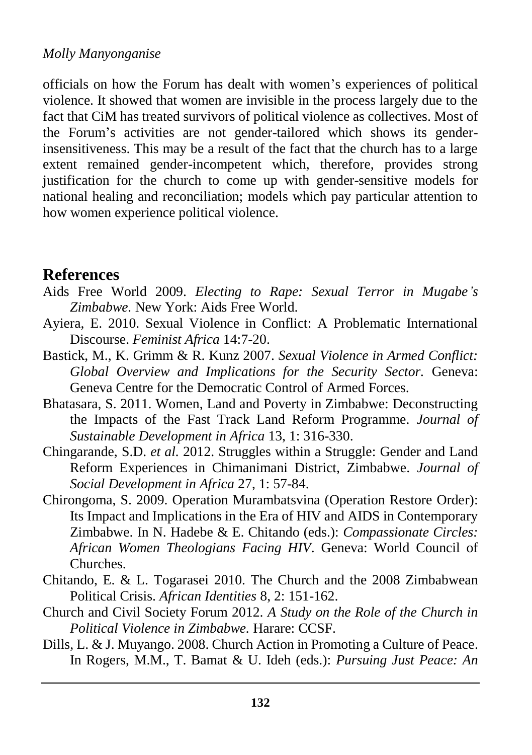officials on how the Forum has dealt with women's experiences of political violence. It showed that women are invisible in the process largely due to the fact that CiM has treated survivors of political violence as collectives. Most of the Forum's activities are not gender-tailored which shows its gender-insensitiveness. This may be a result of the fact that the church has to a large extent remained gender-incompetent which, therefore, provides strong justification for the church to come up with gender-sensitive models for national healing and reconciliation; models which pay particular attention to how women experience political violence.

## References

Aids Free World 2009. *Electing to Rape: Sexual Terror in Mugabe's Zimbabwe.* New York: Aids Free World.

Ayiera, E. 2010. Sexual Violence in Conflict: A Problematic International Discourse. *Feminist Africa* 14:7-20.

Bastick, M., K. Grimm & R. Kunz 2007. *Sexual Violence in Armed Conflict: Global Overview and Implications for the Security Sector.* Geneva: Geneva Centre for the Democratic Control of Armed Forces.

Bhatasara, S. 2011. Women, Land and Poverty in Zimbabwe: Deconstructing the Impacts of the Fast Track Land Reform Programme. *Journal of Sustainable Development in Africa* 13, 1: 316-330.

Chingarande, S.D. *et al.* 2012. Struggles within a Struggle: Gender and Land Reform Experiences in Chimanimani District, Zimbabwe. *Journal of Social Development in Africa* 27, 1: 57-84.

Chirongoma, S. 2009. Operation Murambatsvina (Operation Restore Order): Its Impact and Implications in the Era of HIV and AIDS in Contemporary Zimbabwe. In N. Hadebe & E. Chitando (eds.): *Compassionate Circles: African Women Theologians Facing HIV*. Geneva: World Council of Churches.

Chitando, E. & L. Togarasei 2010. The Church and the 2008 Zimbabwean Political Crisis. *African Identities* 8, 2: 151-162.

Church and Civil Society Forum 2012. *A Study on the Role of the Church in Political Violence in Zimbabwe.* Harare: CCSF.

Dills, L. & J. Muyango. 2008. Church Action in Promoting a Culture of Peace. In Rogers, M.M., T. Bamat & U. Ideh (eds.): *Pursuing Just Peace: An*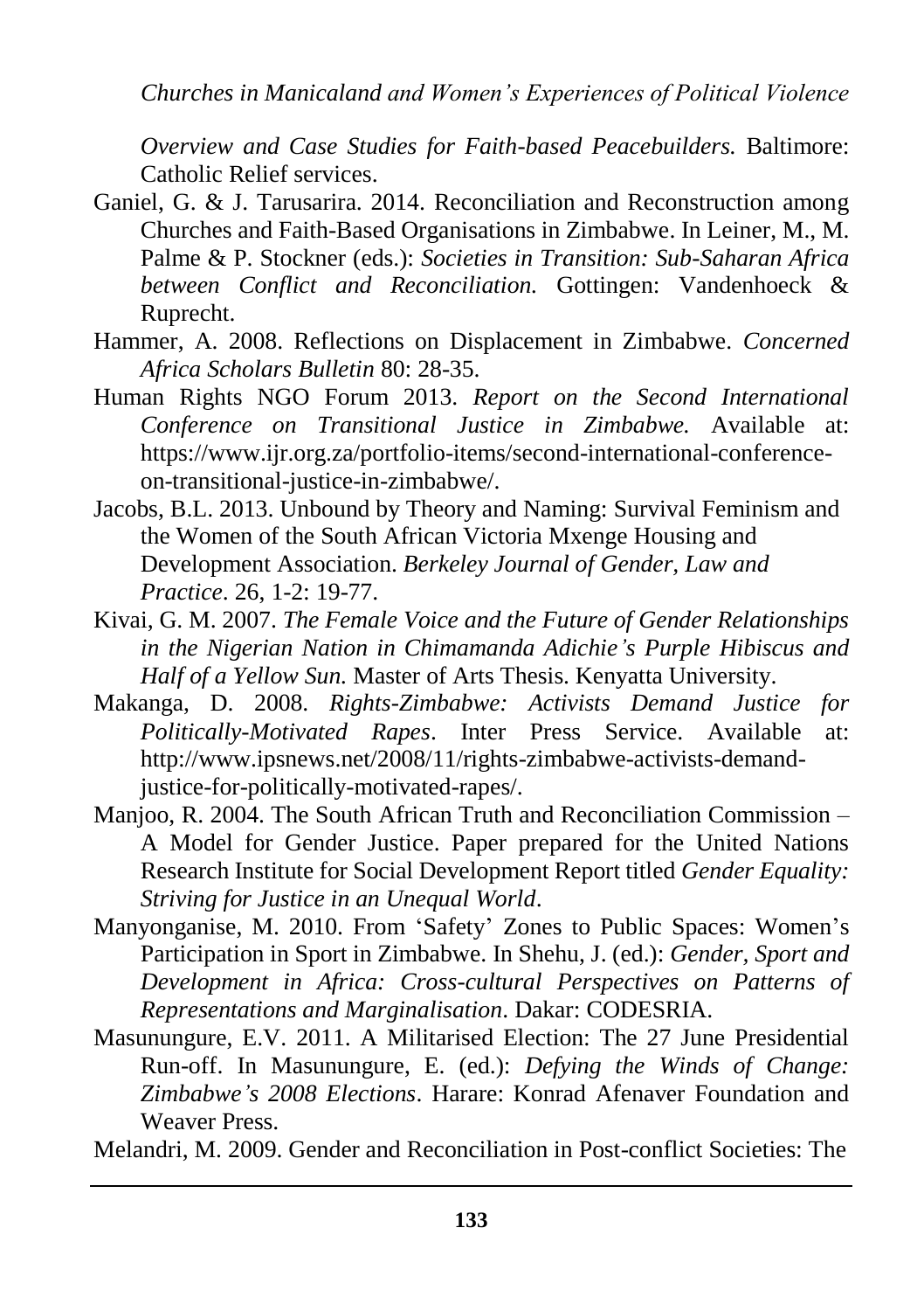*Overview and Case Studies for Faith-based Peacebuilders.* Baltimore: Catholic Relief services.

Ganiel, G. & J. Tarusarira. 2014. Reconciliation and Reconstruction among Churches and Faith-Based Organisations in Zimbabwe. In Leiner, M., M. Palme & P. Stockner (eds.): *Societies in Transition: Sub-Saharan Africa between Conflict and Reconciliation.* Gottingen: Vandenhoeck & Ruprecht.

Hammer, A. 2008. Reflections on Displacement in Zimbabwe. *Concerned Africa Scholars Bulletin* 80: 28-35.

Human Rights NGO Forum 2013. *Report on the Second International Conference on Transitional Justice in Zimbabwe.* Available at: https://www.ijr.org.za/portfolio-items/second-international-conference-on-transitional-justice-in-zimbabwe/.

Jacobs, B.L. 2013. Unbound by Theory and Naming: Survival Feminism and the Women of the South African Victoria Mxenge Housing and Development Association. *Berkeley Journal of Gender, Law and Practice*. 26, 1-2: 19-77.

Kivai, G. M. 2007. *The Female Voice and the Future of Gender Relationships in the Nigerian Nation in Chimamanda Adichie's Purple Hibiscus and Half of a Yellow Sun.* Master of Arts Thesis. Kenyatta University.

Makanga, D. 2008. *Rights-Zimbabwe: Activists Demand Justice for Politically-Motivated Rapes*. Inter Press Service. Available at: http://www.ipsnews.net/2008/11/rights-zimbabwe-activists-demand-justice-for-politically-motivated-rapes/.

Manjoo, R. 2004. The South African Truth and Reconciliation Commission – A Model for Gender Justice. Paper prepared for the United Nations Research Institute for Social Development Report titled *Gender Equality: Striving for Justice in an Unequal World*.

Manyonganise, M. 2010. From 'Safety' Zones to Public Spaces: Women's Participation in Sport in Zimbabwe. In Shehu, J. (ed.): *Gender, Sport and Development in Africa: Cross-cultural Perspectives on Patterns of Representations and Marginalisation*. Dakar: CODESRIA.

Masunungure, E.V. 2011. A Militarised Election: The 27 June Presidential Run-off. In Masunungure, E. (ed.): *Defying the Winds of Change: Zimbabwe's 2008 Elections*. Harare: Konrad Afenaver Foundation and Weaver Press.

Melandri, M. 2009. Gender and Reconciliation in Post-conflict Societies: The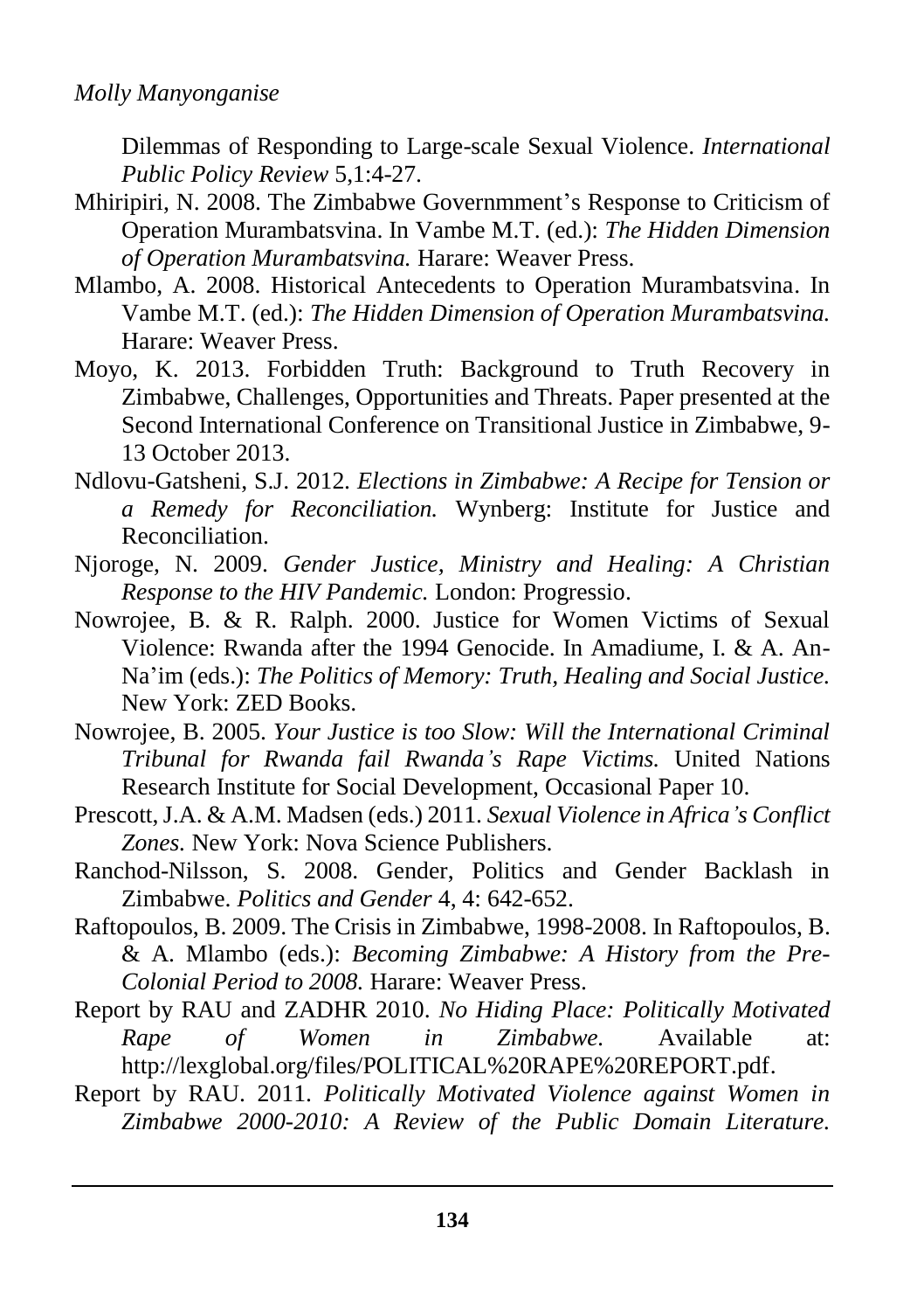Dilemmas of Responding to Large-scale Sexual Violence. *International Public Policy Review* 5,1:4-27.

Mhiripiri, N. 2008. The Zimbabwe Governmment's Response to Criticism of Operation Murambatsvina. In Vambe M.T. (ed.): *The Hidden Dimension of Operation Murambatsvina.* Harare: Weaver Press.

Mlambo, A. 2008. Historical Antecedents to Operation Murambatsvina. In Vambe M.T. (ed.): *The Hidden Dimension of Operation Murambatsvina.* Harare: Weaver Press.

Moyo, K. 2013. Forbidden Truth: Background to Truth Recovery in Zimbabwe, Challenges, Opportunities and Threats. Paper presented at the Second International Conference on Transitional Justice in Zimbabwe, 9-13 October 2013.

Ndlovu-Gatsheni, S.J. 2012. *Elections in Zimbabwe: A Recipe for Tension or a Remedy for Reconciliation.* Wynberg: Institute for Justice and Reconciliation.

Njoroge, N. 2009. *Gender Justice, Ministry and Healing: A Christian Response to the HIV Pandemic.* London: Progressio.

Nowrojee, B. & R. Ralph. 2000. Justice for Women Victims of Sexual Violence: Rwanda after the 1994 Genocide. In Amadiume, I. & A. An-Na'im (eds.): *The Politics of Memory: Truth, Healing and Social Justice.* New York: ZED Books.

Nowrojee, B. 2005. *Your Justice is too Slow: Will the International Criminal Tribunal for Rwanda fail Rwanda's Rape Victims.* United Nations Research Institute for Social Development, Occasional Paper 10.

Prescott, J.A. & A.M. Madsen (eds.) 2011. *Sexual Violence in Africa's Conflict Zones.* New York: Nova Science Publishers.

Ranchod-Nilsson, S. 2008. Gender, Politics and Gender Backlash in Zimbabwe. *Politics and Gender* 4, 4: 642-652.

Raftopoulos, B. 2009. The Crisis in Zimbabwe, 1998-2008. In Raftopoulos, B. & A. Mlambo (eds.): *Becoming Zimbabwe: A History from the Pre-Colonial Period to 2008.* Harare: Weaver Press.

Report by RAU and ZADHR 2010. *No Hiding Place: Politically Motivated Rape of Women in Zimbabwe.* Available at: http://lexglobal.org/files/POLITICAL%20RAPE%20REPORT.pdf.

Report by RAU. 2011. *Politically Motivated Violence against Women in Zimbabwe 2000-2010: A Review of the Public Domain Literature.*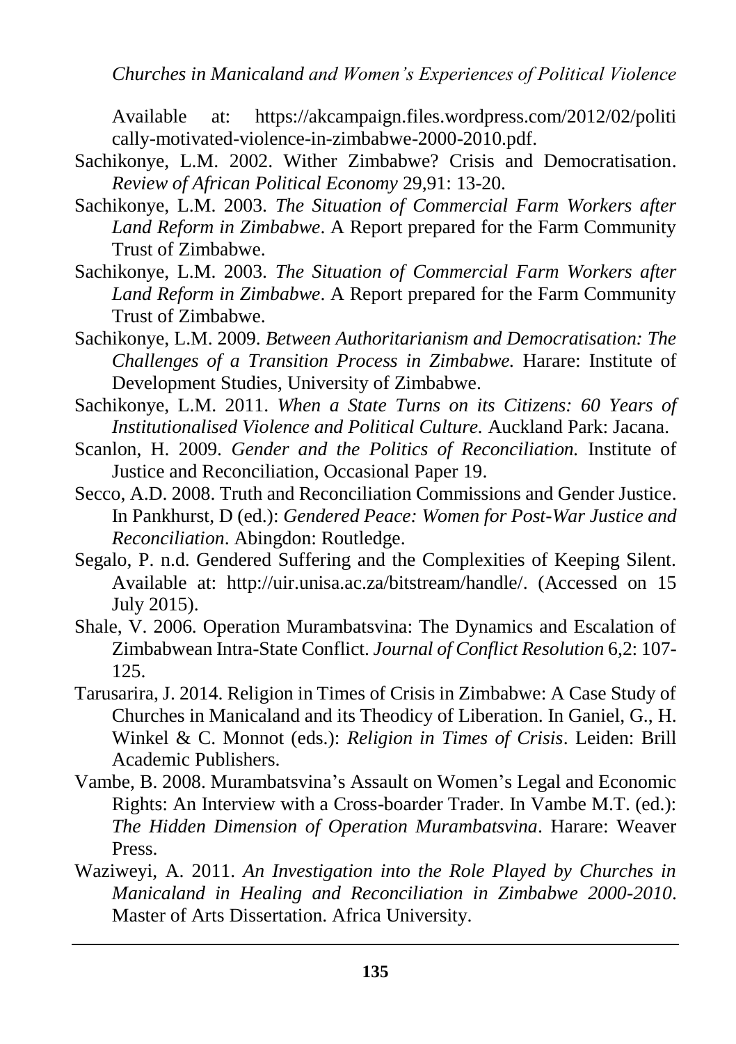Available at: https://akcampaign.files.wordpress.com/2012/02/politically-motivated-violence-in-zimbabwe-2000-2010.pdf.

Sachikonye, L.M. 2002. Wither Zimbabwe? Crisis and Democratisation. *Review of African Political Economy* 29,91: 13-20.

Sachikonye, L.M. 2003. *The Situation of Commercial Farm Workers after Land Reform in Zimbabwe*. A Report prepared for the Farm Community Trust of Zimbabwe.

Sachikonye, L.M. 2003. *The Situation of Commercial Farm Workers after Land Reform in Zimbabwe*. A Report prepared for the Farm Community Trust of Zimbabwe.

Sachikonye, L.M. 2009. *Between Authoritarianism and Democratisation: The Challenges of a Transition Process in Zimbabwe.* Harare: Institute of Development Studies, University of Zimbabwe.

Sachikonye, L.M. 2011. *When a State Turns on its Citizens: 60 Years of Institutionalised Violence and Political Culture.* Auckland Park: Jacana.

Scanlon, H. 2009. *Gender and the Politics of Reconciliation.* Institute of Justice and Reconciliation, Occasional Paper 19.

Secco, A.D. 2008. Truth and Reconciliation Commissions and Gender Justice. In Pankhurst, D (ed.): *Gendered Peace: Women for Post-War Justice and Reconciliation*. Abingdon: Routledge.

Segalo, P. n.d. Gendered Suffering and the Complexities of Keeping Silent. Available at: http://uir.unisa.ac.za/bitstream/handle/. (Accessed on 15 July 2015).

Shale, V. 2006. Operation Murambatsvina: The Dynamics and Escalation of Zimbabwean Intra-State Conflict. *Journal of Conflict Resolution* 6,2: 107-125.

Tarusarira, J. 2014. Religion in Times of Crisis in Zimbabwe: A Case Study of Churches in Manicaland and its Theodicy of Liberation. In Ganiel, G., H. Winkel & C. Monnot (eds.): *Religion in Times of Crisis*. Leiden: Brill Academic Publishers.

Vambe, B. 2008. Murambatsvina's Assault on Women's Legal and Economic Rights: An Interview with a Cross-boarder Trader. In Vambe M.T. (ed.): *The Hidden Dimension of Operation Murambatsvina*. Harare: Weaver Press.

Waziweyi, A. 2011. *An Investigation into the Role Played by Churches in Manicaland in Healing and Reconciliation in Zimbabwe 2000-2010*. Master of Arts Dissertation. Africa University.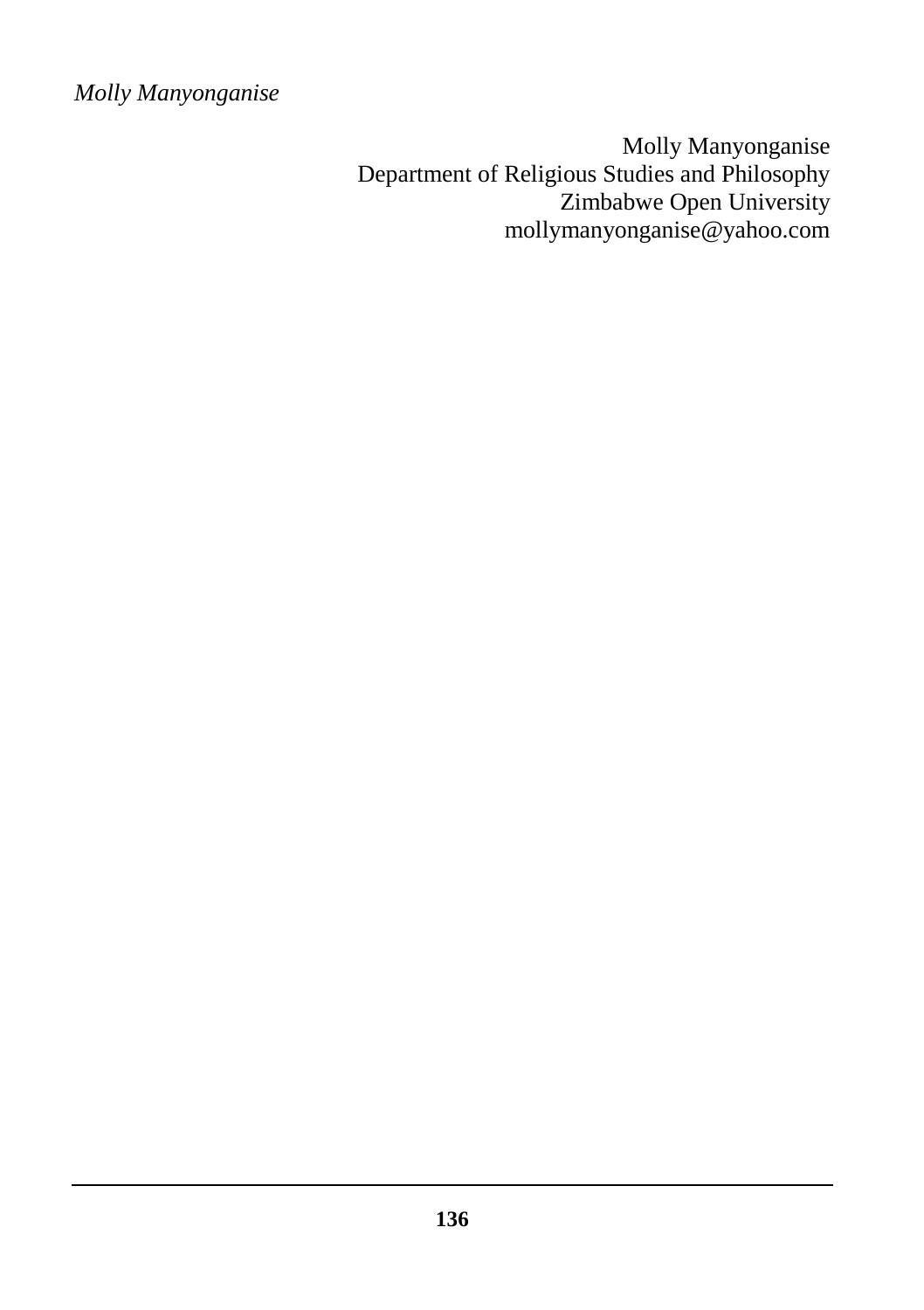Molly Manyonganise
Department of Religious Studies and Philosophy
Zimbabwe Open University
mollymanyonganise@yahoo.com